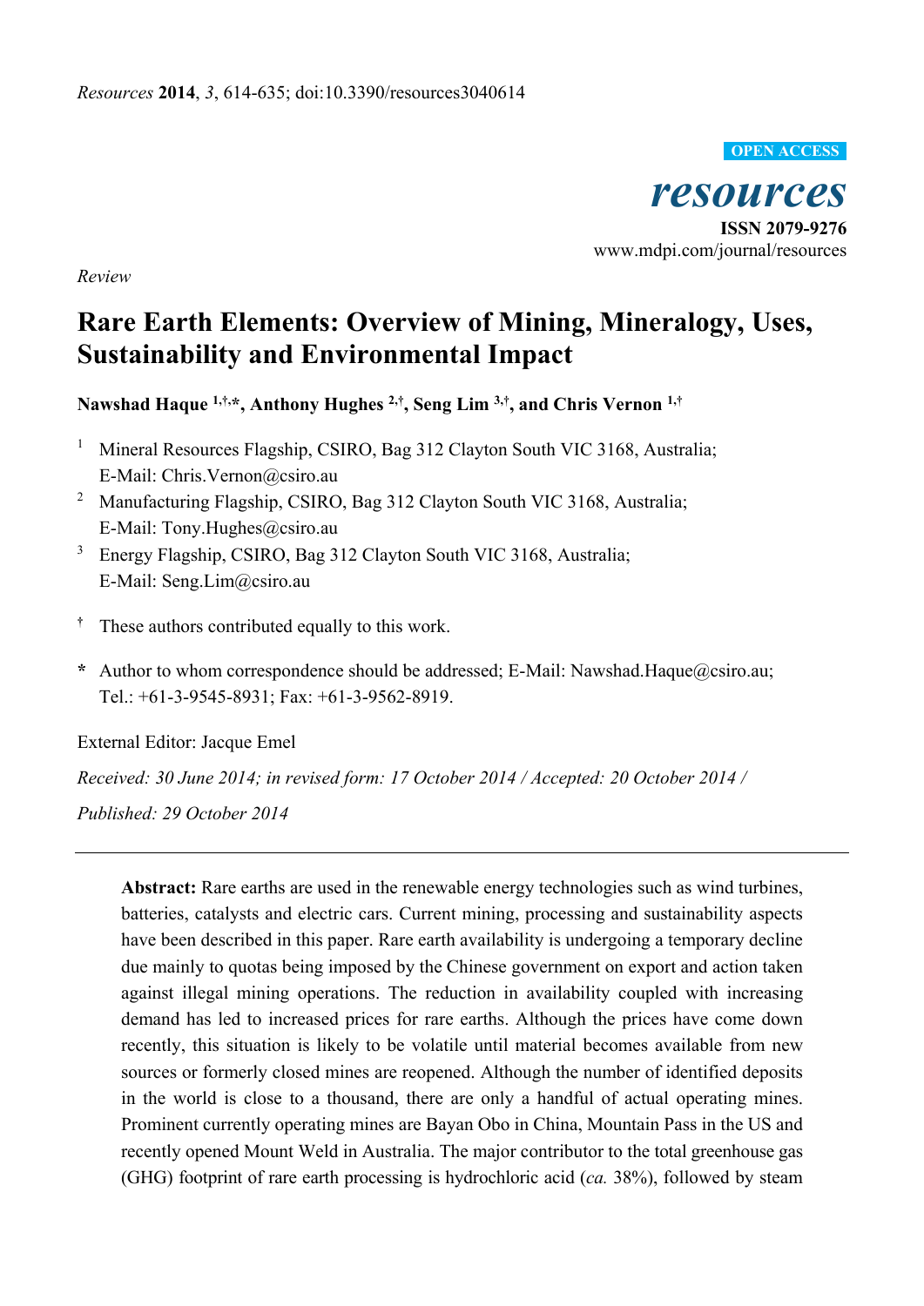*Resources* **2014**, *3*, 614-635; doi:10.3390/resources3040614

OPEN ACCESS

*resources*

**ISSN 2079-9276**

www.mdpi.com/journal/resources

*Review*

# Rare Earth Elements: Overview of Mining, Mineralogy, Uses, Sustainability and Environmental Impact

**Nawshad Haque [1,†,*], Anthony Hughes [2,†], Seng Lim [3,†], and Chris Vernon [1,†]**

[1] Mineral Resources Flagship, CSIRO, Bag 312 Clayton South VIC 3168, Australia; E-Mail: Chris.Vernon@csiro.au

[2] Manufacturing Flagship, CSIRO, Bag 312 Clayton South VIC 3168, Australia; E-Mail: Tony.Hughes@csiro.au

[3] Energy Flagship, CSIRO, Bag 312 Clayton South VIC 3168, Australia; E-Mail: Seng.Lim@csiro.au

[†] These authors contributed equally to this work.

[*] Author to whom correspondence should be addressed; E-Mail: Nawshad.Haque@csiro.au; Tel.: +61-3-9545-8931; Fax: +61-3-9562-8919.

External Editor: Jacque Emel

*Received: 30 June 2014; in revised form: 17 October 2014 / Accepted: 20 October 2014 / Published: 29 October 2014*

---

**Abstract:** Rare earths are used in the renewable energy technologies such as wind turbines, batteries, catalysts and electric cars. Current mining, processing and sustainability aspects have been described in this paper. Rare earth availability is undergoing a temporary decline due mainly to quotas being imposed by the Chinese government on export and action taken against illegal mining operations. The reduction in availability coupled with increasing demand has led to increased prices for rare earths. Although the prices have come down recently, this situation is likely to be volatile until material becomes available from new sources or formerly closed mines are reopened. Although the number of identified deposits in the world is close to a thousand, there are only a handful of actual operating mines. Prominent currently operating mines are Bayan Obo in China, Mountain Pass in the US and recently opened Mount Weld in Australia. The major contributor to the total greenhouse gas (GHG) footprint of rare earth processing is hydrochloric acid (*ca.* 38%), followed by steam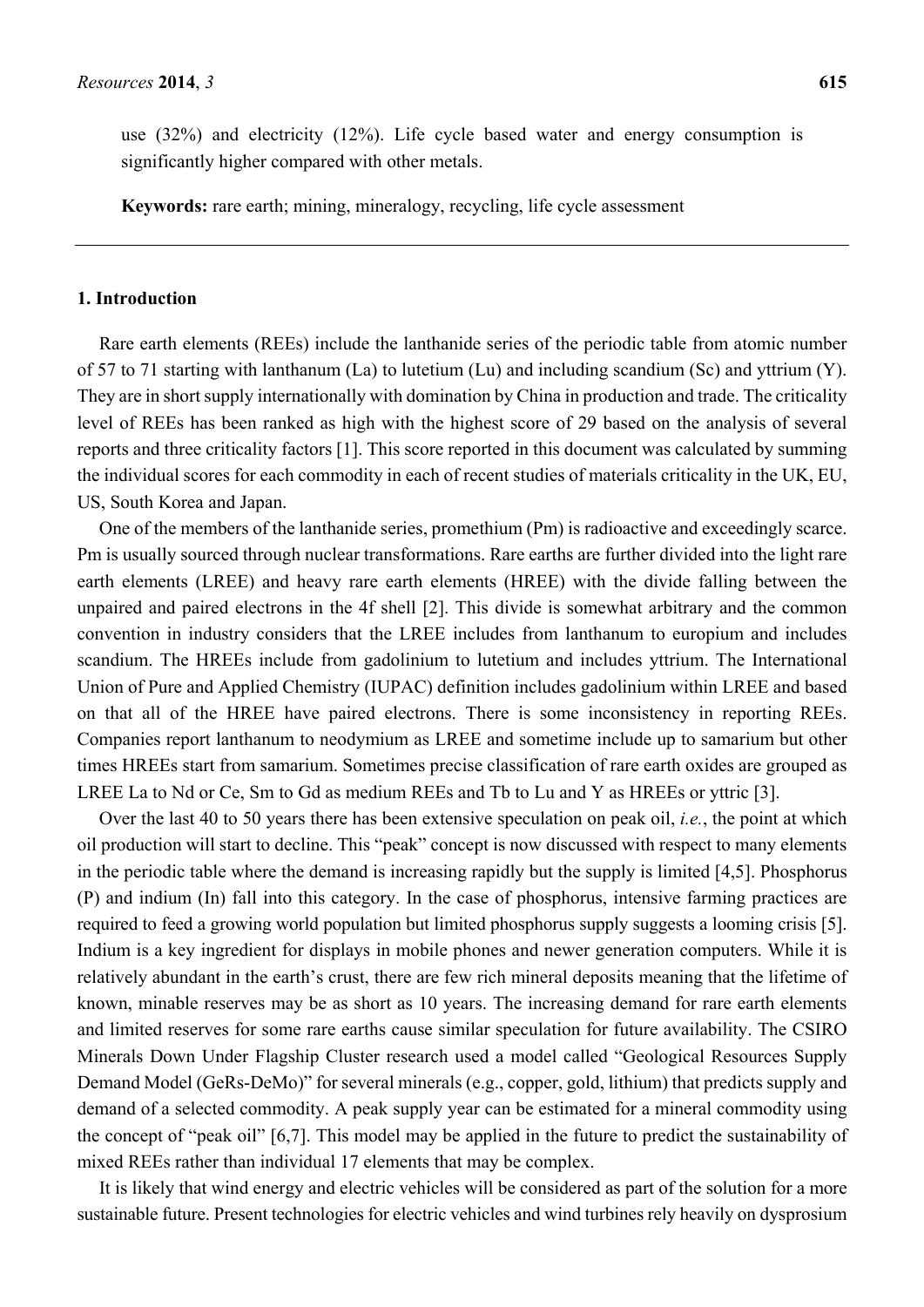use (32%) and electricity (12%). Life cycle based water and energy consumption is significantly higher compared with other metals.

**Keywords:** rare earth; mining, mineralogy, recycling, life cycle assessment

## 1. Introduction

Rare earth elements (REEs) include the lanthanide series of the periodic table from atomic number of 57 to 71 starting with lanthanum (La) to lutetium (Lu) and including scandium (Sc) and yttrium (Y). They are in short supply internationally with domination by China in production and trade. The criticality level of REEs has been ranked as high with the highest score of 29 based on the analysis of several reports and three criticality factors [1]. This score reported in this document was calculated by summing the individual scores for each commodity in each of recent studies of materials criticality in the UK, EU, US, South Korea and Japan.

One of the members of the lanthanide series, promethium (Pm) is radioactive and exceedingly scarce. Pm is usually sourced through nuclear transformations. Rare earths are further divided into the light rare earth elements (LREE) and heavy rare earth elements (HREE) with the divide falling between the unpaired and paired electrons in the 4f shell [2]. This divide is somewhat arbitrary and the common convention in industry considers that the LREE includes from lanthanum to europium and includes scandium. The HREEs include from gadolinium to lutetium and includes yttrium. The International Union of Pure and Applied Chemistry (IUPAC) definition includes gadolinium within LREE and based on that all of the HREE have paired electrons. There is some inconsistency in reporting REEs. Companies report lanthanum to neodymium as LREE and sometime include up to samarium but other times HREEs start from samarium. Sometimes precise classification of rare earth oxides are grouped as LREE La to Nd or Ce, Sm to Gd as medium REEs and Tb to Lu and Y as HREEs or yttric [3].

Over the last 40 to 50 years there has been extensive speculation on peak oil, *i.e.*, the point at which oil production will start to decline. This "peak" concept is now discussed with respect to many elements in the periodic table where the demand is increasing rapidly but the supply is limited [4,5]. Phosphorus (P) and indium (In) fall into this category. In the case of phosphorus, intensive farming practices are required to feed a growing world population but limited phosphorus supply suggests a looming crisis [5]. Indium is a key ingredient for displays in mobile phones and newer generation computers. While it is relatively abundant in the earth's crust, there are few rich mineral deposits meaning that the lifetime of known, minable reserves may be as short as 10 years. The increasing demand for rare earth elements and limited reserves for some rare earths cause similar speculation for future availability. The CSIRO Minerals Down Under Flagship Cluster research used a model called "Geological Resources Supply Demand Model (GeRs-DeMo)" for several minerals (e.g., copper, gold, lithium) that predicts supply and demand of a selected commodity. A peak supply year can be estimated for a mineral commodity using the concept of "peak oil" [6,7]. This model may be applied in the future to predict the sustainability of mixed REEs rather than individual 17 elements that may be complex.

It is likely that wind energy and electric vehicles will be considered as part of the solution for a more sustainable future. Present technologies for electric vehicles and wind turbines rely heavily on dysprosium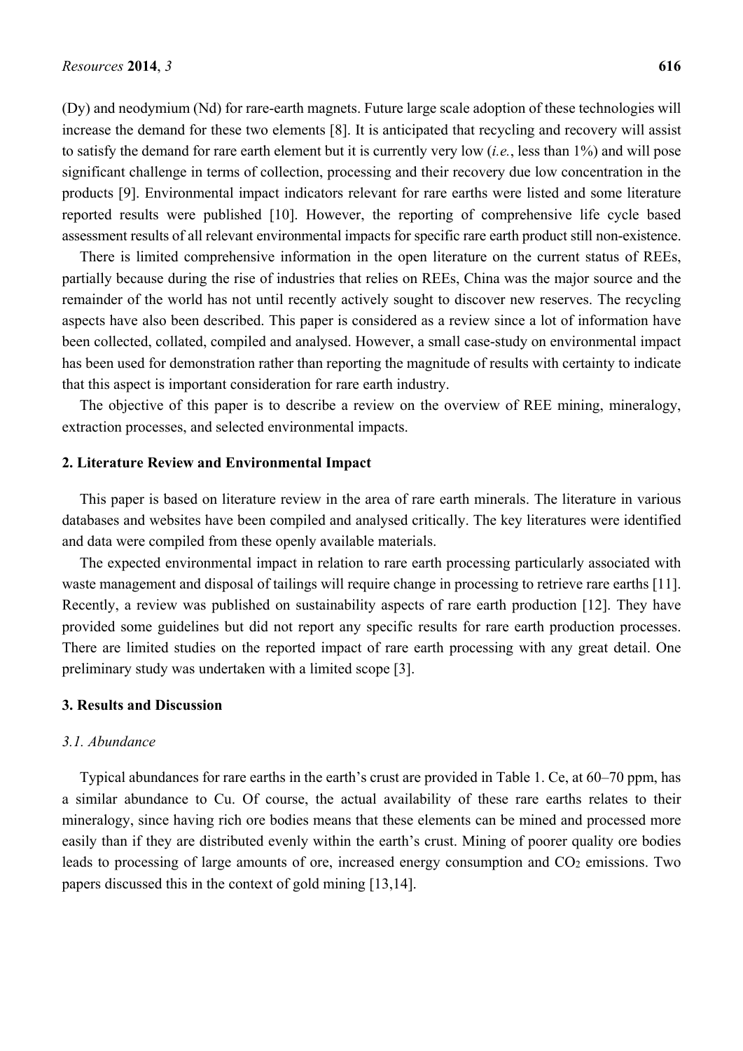(Dy) and neodymium (Nd) for rare-earth magnets. Future large scale adoption of these technologies will increase the demand for these two elements [8]. It is anticipated that recycling and recovery will assist to satisfy the demand for rare earth element but it is currently very low (*i.e.*, less than 1%) and will pose significant challenge in terms of collection, processing and their recovery due low concentration in the products [9]. Environmental impact indicators relevant for rare earths were listed and some literature reported results were published [10]. However, the reporting of comprehensive life cycle based assessment results of all relevant environmental impacts for specific rare earth product still non-existence.

There is limited comprehensive information in the open literature on the current status of REEs, partially because during the rise of industries that relies on REEs, China was the major source and the remainder of the world has not until recently actively sought to discover new reserves. The recycling aspects have also been described. This paper is considered as a review since a lot of information have been collected, collated, compiled and analysed. However, a small case-study on environmental impact has been used for demonstration rather than reporting the magnitude of results with certainty to indicate that this aspect is important consideration for rare earth industry.

The objective of this paper is to describe a review on the overview of REE mining, mineralogy, extraction processes, and selected environmental impacts.

## 2. Literature Review and Environmental Impact

This paper is based on literature review in the area of rare earth minerals. The literature in various databases and websites have been compiled and analysed critically. The key literatures were identified and data were compiled from these openly available materials.

The expected environmental impact in relation to rare earth processing particularly associated with waste management and disposal of tailings will require change in processing to retrieve rare earths [11]. Recently, a review was published on sustainability aspects of rare earth production [12]. They have provided some guidelines but did not report any specific results for rare earth production processes. There are limited studies on the reported impact of rare earth processing with any great detail. One preliminary study was undertaken with a limited scope [3].

## 3. Results and Discussion

### *3.1. Abundance*

Typical abundances for rare earths in the earth's crust are provided in Table 1. Ce, at 60–70 ppm, has a similar abundance to Cu. Of course, the actual availability of these rare earths relates to their mineralogy, since having rich ore bodies means that these elements can be mined and processed more easily than if they are distributed evenly within the earth's crust. Mining of poorer quality ore bodies leads to processing of large amounts of ore, increased energy consumption and $CO_2$ emissions. Two papers discussed this in the context of gold mining [13,14].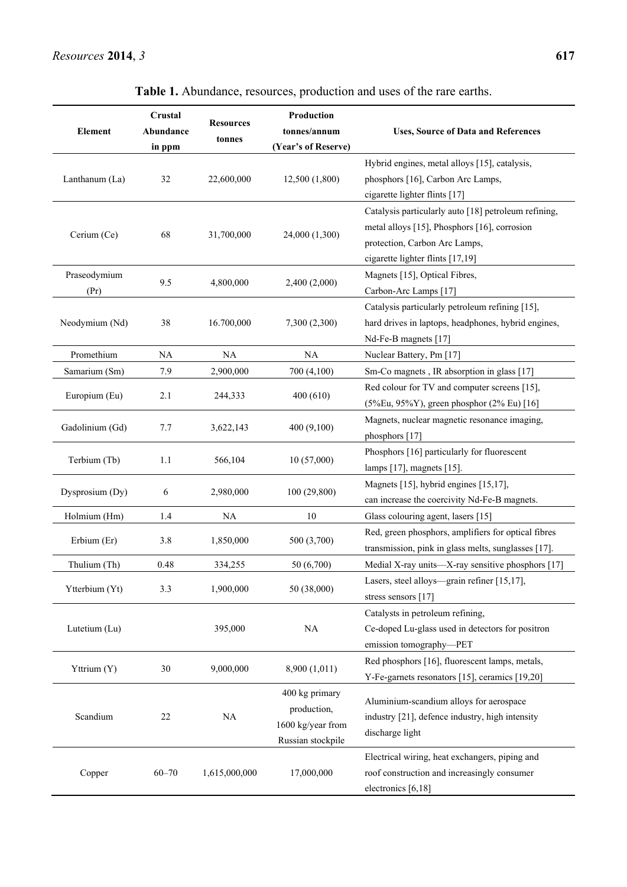**Table 1.** Abundance, resources, production and uses of the rare earths.

| Element | Crustal Abundance in ppm | Resources tonnes | Production tonnes/annum (Year's of Reserve) | Uses, Source of Data and References |
|---|---|---|---|---|
| Lanthanum (La) | 32 | 22,600,000 | 12,500 (1,800) | Hybrid engines, metal alloys [15], catalysis, phosphors [16], Carbon Arc Lamps, cigarette lighter flints [17] |
| Cerium (Ce) | 68 | 31,700,000 | 24,000 (1,300) | Catalysis particularly auto [18] petroleum refining, metal alloys [15], Phosphors [16], corrosion protection, Carbon Arc Lamps, cigarette lighter flints [17,19] |
| Praseodymium (Pr) | 9.5 | 4,800,000 | 2,400 (2,000) | Magnets [15], Optical Fibres, Carbon-Arc Lamps [17] |
| Neodymium (Nd) | 38 | 16.700,000 | 7,300 (2,300) | Catalysis particularly petroleum refining [15], hard drives in laptops, headphones, hybrid engines, Nd-Fe-B magnets [17] |
| Promethium | NA | NA | NA | Nuclear Battery, Pm [17] |
| Samarium (Sm) | 7.9 | 2,900,000 | 700 (4,100) | Sm-Co magnets , IR absorption in glass [17] |
| Europium (Eu) | 2.1 | 244,333 | 400 (610) | Red colour for TV and computer screens [15], (5%Eu, 95%Y), green phosphor (2% Eu) [16] |
| Gadolinium (Gd) | 7.7 | 3,622,143 | 400 (9,100) | Magnets, nuclear magnetic resonance imaging, phosphors [17] |
| Terbium (Tb) | 1.1 | 566,104 | 10 (57,000) | Phosphors [16] particularly for fluorescent lamps [17], magnets [15]. |
| Dysprosium (Dy) | 6 | 2,980,000 | 100 (29,800) | Magnets [15], hybrid engines [15,17], can increase the coercivity Nd-Fe-B magnets. |
| Holmium (Hm) | 1.4 | NA | 10 | Glass colouring agent, lasers [15] |
| Erbium (Er) | 3.8 | 1,850,000 | 500 (3,700) | Red, green phosphors, amplifiers for optical fibres transmission, pink in glass melts, sunglasses [17]. |
| Thulium (Th) | 0.48 | 334,255 | 50 (6,700) | Medial X-ray units—X-ray sensitive phosphors [17] |
| Ytterbium (Yt) | 3.3 | 1,900,000 | 50 (38,000) | Lasers, steel alloys—grain refiner [15,17], stress sensors [17] |
| Lutetium (Lu) | | 395,000 | NA | Catalysts in petroleum refining, Ce-doped Lu-glass used in detectors for positron emission tomography—PET |
| Yttrium (Y) | 30 | 9,000,000 | 8,900 (1,011) | Red phosphors [16], fluorescent lamps, metals, Y-Fe-garnets resonators [15], ceramics [19,20] |
| Scandium | 22 | NA | 400 kg primary production, 1600 kg/year from Russian stockpile | Aluminium-scandium alloys for aerospace industry [21], defence industry, high intensity discharge light |
| Copper | 60–70 | 1,615,000,000 | 17,000,000 | Electrical wiring, heat exchangers, piping and roof construction and increasingly consumer electronics [6,18] |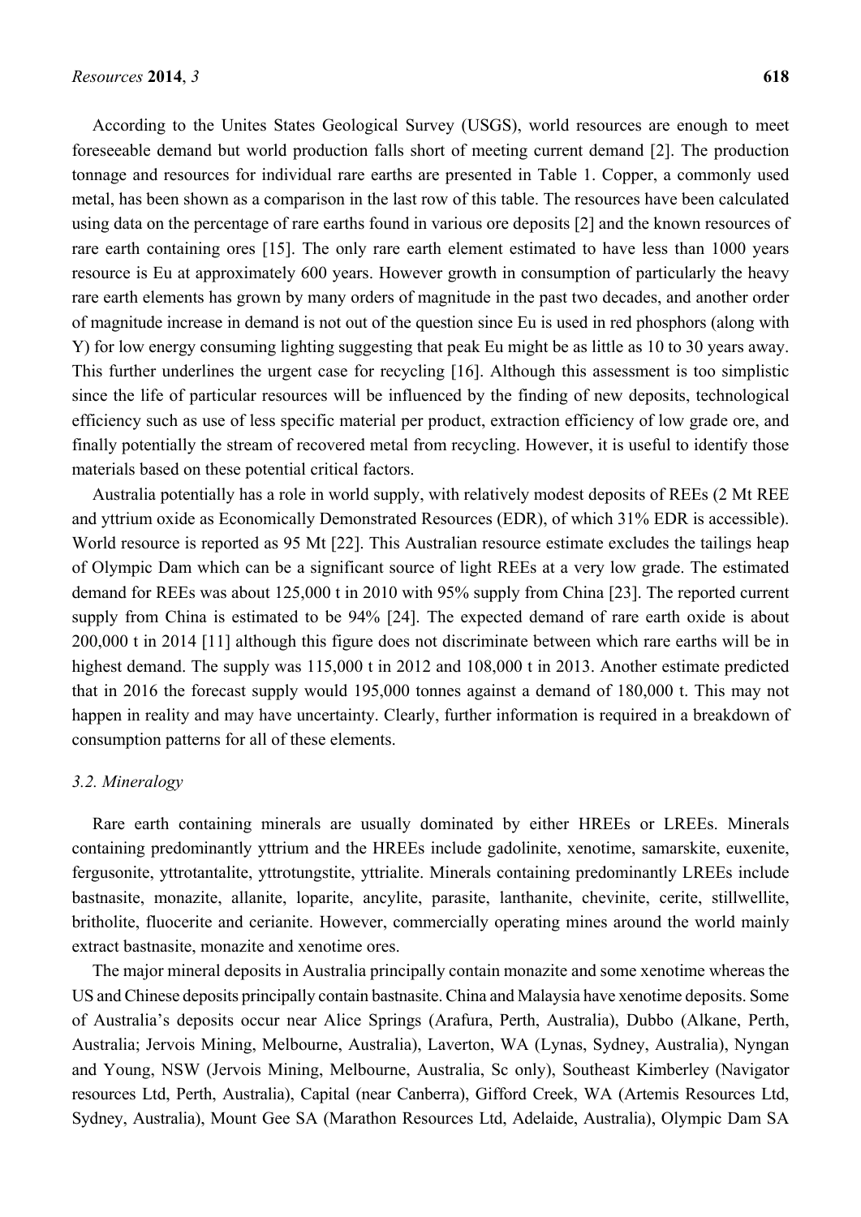According to the Unites States Geological Survey (USGS), world resources are enough to meet foreseeable demand but world production falls short of meeting current demand [2]. The production tonnage and resources for individual rare earths are presented in Table 1. Copper, a commonly used metal, has been shown as a comparison in the last row of this table. The resources have been calculated using data on the percentage of rare earths found in various ore deposits [2] and the known resources of rare earth containing ores [15]. The only rare earth element estimated to have less than 1000 years resource is Eu at approximately 600 years. However growth in consumption of particularly the heavy rare earth elements has grown by many orders of magnitude in the past two decades, and another order of magnitude increase in demand is not out of the question since Eu is used in red phosphors (along with Y) for low energy consuming lighting suggesting that peak Eu might be as little as 10 to 30 years away. This further underlines the urgent case for recycling [16]. Although this assessment is too simplistic since the life of particular resources will be influenced by the finding of new deposits, technological efficiency such as use of less specific material per product, extraction efficiency of low grade ore, and finally potentially the stream of recovered metal from recycling. However, it is useful to identify those materials based on these potential critical factors.

Australia potentially has a role in world supply, with relatively modest deposits of REEs (2 Mt REE and yttrium oxide as Economically Demonstrated Resources (EDR), of which 31% EDR is accessible). World resource is reported as 95 Mt [22]. This Australian resource estimate excludes the tailings heap of Olympic Dam which can be a significant source of light REEs at a very low grade. The estimated demand for REEs was about 125,000 t in 2010 with 95% supply from China [23]. The reported current supply from China is estimated to be 94% [24]. The expected demand of rare earth oxide is about 200,000 t in 2014 [11] although this figure does not discriminate between which rare earths will be in highest demand. The supply was 115,000 t in 2012 and 108,000 t in 2013. Another estimate predicted that in 2016 the forecast supply would 195,000 tonnes against a demand of 180,000 t. This may not happen in reality and may have uncertainty. Clearly, further information is required in a breakdown of consumption patterns for all of these elements.

### *3.2. Mineralogy*

Rare earth containing minerals are usually dominated by either HREEs or LREEs. Minerals containing predominantly yttrium and the HREEs include gadolinite, xenotime, samarskite, euxenite, fergusonite, yttrotantalite, yttrotungstite, yttrialite. Minerals containing predominantly LREEs include bastnasite, monazite, allanite, loparite, ancylite, parasite, lanthanite, chevinite, cerite, stillwellite, britholite, fluocerite and cerianite. However, commercially operating mines around the world mainly extract bastnasite, monazite and xenotime ores.

The major mineral deposits in Australia principally contain monazite and some xenotime whereas the US and Chinese deposits principally contain bastnasite. China and Malaysia have xenotime deposits. Some of Australia's deposits occur near Alice Springs (Arafura, Perth, Australia), Dubbo (Alkane, Perth, Australia; Jervois Mining, Melbourne, Australia), Laverton, WA (Lynas, Sydney, Australia), Nyngan and Young, NSW (Jervois Mining, Melbourne, Australia, Sc only), Southeast Kimberley (Navigator resources Ltd, Perth, Australia), Capital (near Canberra), Gifford Creek, WA (Artemis Resources Ltd, Sydney, Australia), Mount Gee SA (Marathon Resources Ltd, Adelaide, Australia), Olympic Dam SA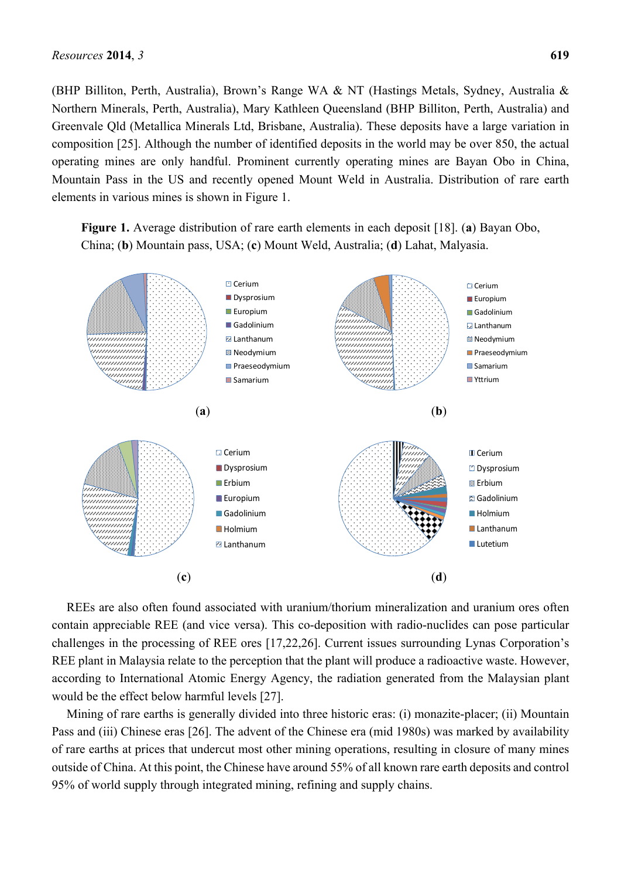(BHP Billiton, Perth, Australia), Brown's Range WA & NT (Hastings Metals, Sydney, Australia & Northern Minerals, Perth, Australia), Mary Kathleen Queensland (BHP Billiton, Perth, Australia) and Greenvale Qld (Metallica Minerals Ltd, Brisbane, Australia). These deposits have a large variation in composition [25]. Although the number of identified deposits in the world may be over 850, the actual operating mines are only handful. Prominent currently operating mines are Bayan Obo in China, Mountain Pass in the US and recently opened Mount Weld in Australia. Distribution of rare earth elements in various mines is shown in Figure 1.

**Figure 1.** Average distribution of rare earth elements in each deposit [18]. (**a**) Bayan Obo, China; (**b**) Mountain pass, USA; (**c**) Mount Weld, Australia; (**d**) Lahat, Malyasia.

(**a**) Cerium; Dysprosium; Europium; Gadolinium; Lanthanum; Neodymium; Praeseodymium; Samarium

(**b**) Cerium; Europium; Gadolinium; Lanthanum; Neodymium; Praeseodymium; Samarium; Yttrium

(**c**) Cerium; Dysprosium; Erbium; Europium; Gadolinium; Holmium; Lanthanum

(**d**) Cerium; Dysprosium; Erbium; Gadolinium; Holmium; Lanthanum; Lutetium

REEs are also often found associated with uranium/thorium mineralization and uranium ores often contain appreciable REE (and vice versa). This co-deposition with radio-nuclides can pose particular challenges in the processing of REE ores [17,22,26]. Current issues surrounding Lynas Corporation's REE plant in Malaysia relate to the perception that the plant will produce a radioactive waste. However, according to International Atomic Energy Agency, the radiation generated from the Malaysian plant would be the effect below harmful levels [27].

Mining of rare earths is generally divided into three historic eras: (i) monazite-placer; (ii) Mountain Pass and (iii) Chinese eras [26]. The advent of the Chinese era (mid 1980s) was marked by availability of rare earths at prices that undercut most other mining operations, resulting in closure of many mines outside of China. At this point, the Chinese have around 55% of all known rare earth deposits and control 95% of world supply through integrated mining, refining and supply chains.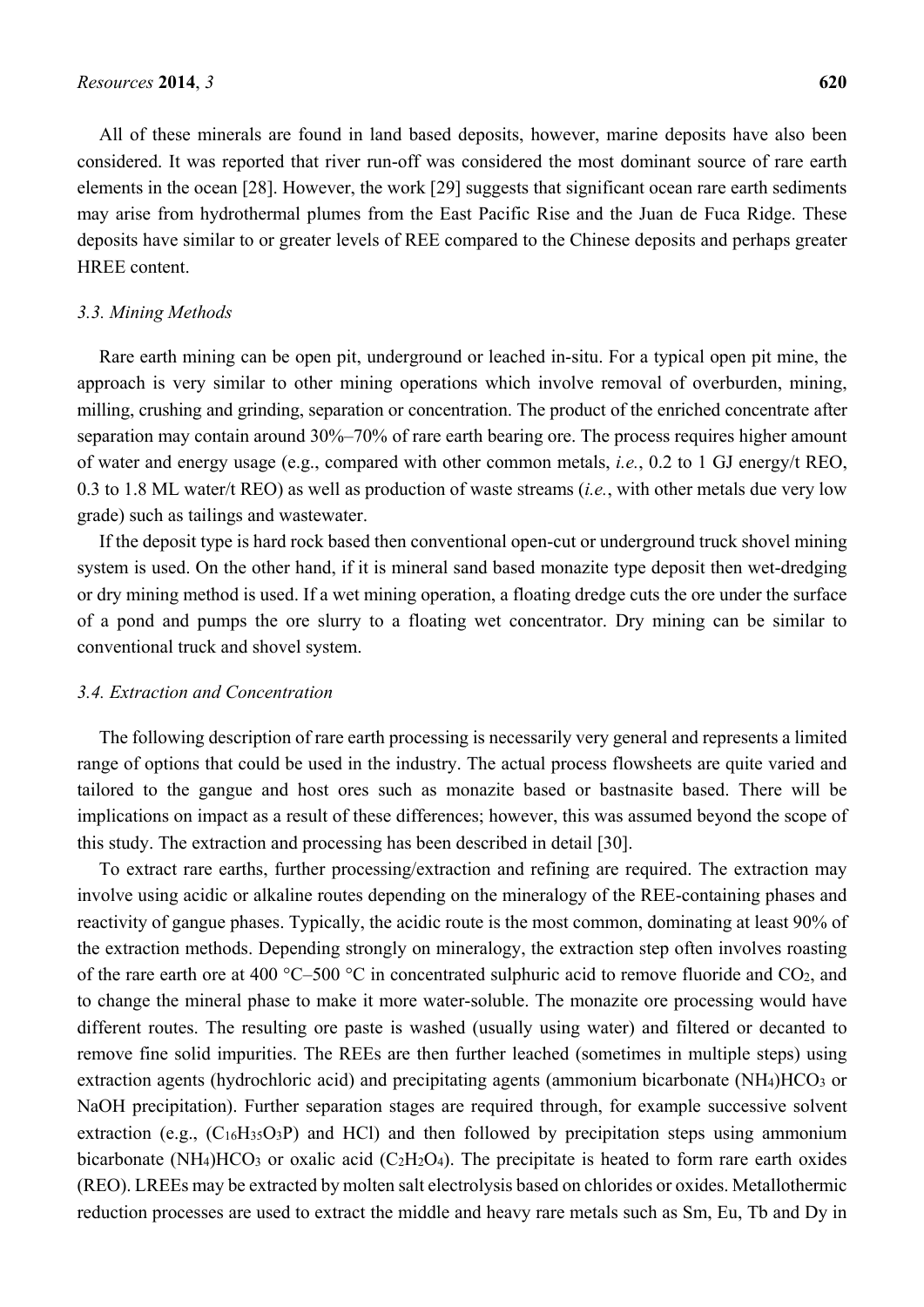All of these minerals are found in land based deposits, however, marine deposits have also been considered. It was reported that river run-off was considered the most dominant source of rare earth elements in the ocean [28]. However, the work [29] suggests that significant ocean rare earth sediments may arise from hydrothermal plumes from the East Pacific Rise and the Juan de Fuca Ridge. These deposits have similar to or greater levels of REE compared to the Chinese deposits and perhaps greater HREE content.

### *3.3. Mining Methods*

Rare earth mining can be open pit, underground or leached in-situ. For a typical open pit mine, the approach is very similar to other mining operations which involve removal of overburden, mining, milling, crushing and grinding, separation or concentration. The product of the enriched concentrate after separation may contain around 30%–70% of rare earth bearing ore. The process requires higher amount of water and energy usage (e.g., compared with other common metals, *i.e.*, 0.2 to 1 GJ energy/t REO, 0.3 to 1.8 ML water/t REO) as well as production of waste streams (*i.e.*, with other metals due very low grade) such as tailings and wastewater.

If the deposit type is hard rock based then conventional open-cut or underground truck shovel mining system is used. On the other hand, if it is mineral sand based monazite type deposit then wet-dredging or dry mining method is used. If a wet mining operation, a floating dredge cuts the ore under the surface of a pond and pumps the ore slurry to a floating wet concentrator. Dry mining can be similar to conventional truck and shovel system.

### *3.4. Extraction and Concentration*

The following description of rare earth processing is necessarily very general and represents a limited range of options that could be used in the industry. The actual process flowsheets are quite varied and tailored to the gangue and host ores such as monazite based or bastnasite based. There will be implications on impact as a result of these differences; however, this was assumed beyond the scope of this study. The extraction and processing has been described in detail [30].

To extract rare earths, further processing/extraction and refining are required. The extraction may involve using acidic or alkaline routes depending on the mineralogy of the REE-containing phases and reactivity of gangue phases. Typically, the acidic route is the most common, dominating at least 90% of the extraction methods. Depending strongly on mineralogy, the extraction step often involves roasting of the rare earth ore at 400 °C–500 °C in concentrated sulphuric acid to remove fluoride and $CO_2$, and to change the mineral phase to make it more water-soluble. The monazite ore processing would have different routes. The resulting ore paste is washed (usually using water) and filtered or decanted to remove fine solid impurities. The REEs are then further leached (sometimes in multiple steps) using extraction agents (hydrochloric acid) and precipitating agents (ammonium bicarbonate $(NH_4)HCO_3$ or NaOH precipitation). Further separation stages are required through, for example successive solvent extraction (e.g., ($C_{16}H_{35}O_3P$) and HCl) and then followed by precipitation steps using ammonium bicarbonate $(NH_4)HCO_3$ or oxalic acid ($C_2H_2O_4$). The precipitate is heated to form rare earth oxides (REO). LREEs may be extracted by molten salt electrolysis based on chlorides or oxides. Metallothermic reduction processes are used to extract the middle and heavy rare metals such as Sm, Eu, Tb and Dy in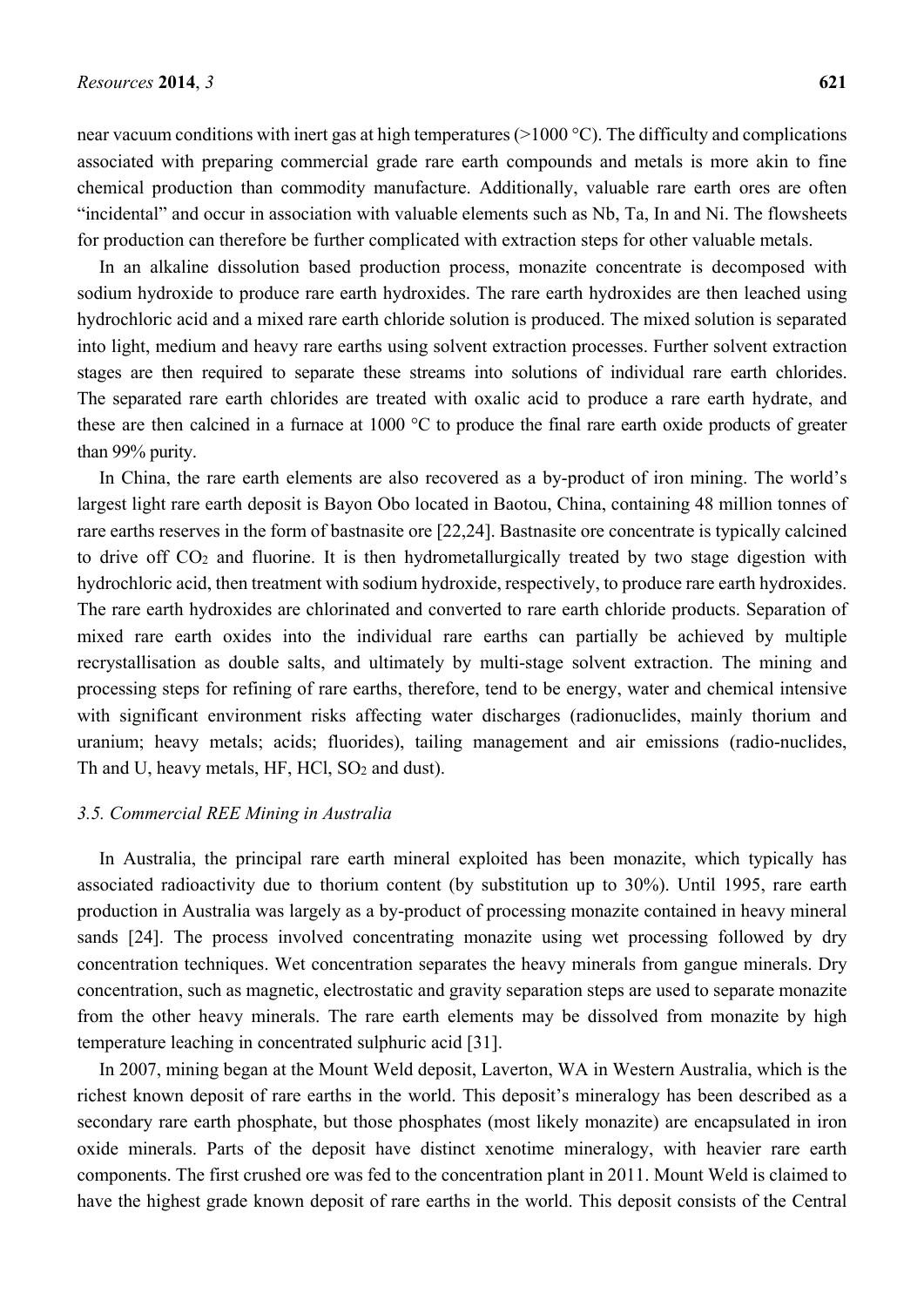near vacuum conditions with inert gas at high temperatures (>1000 °C). The difficulty and complications associated with preparing commercial grade rare earth compounds and metals is more akin to fine chemical production than commodity manufacture. Additionally, valuable rare earth ores are often "incidental" and occur in association with valuable elements such as Nb, Ta, In and Ni. The flowsheets for production can therefore be further complicated with extraction steps for other valuable metals.

In an alkaline dissolution based production process, monazite concentrate is decomposed with sodium hydroxide to produce rare earth hydroxides. The rare earth hydroxides are then leached using hydrochloric acid and a mixed rare earth chloride solution is produced. The mixed solution is separated into light, medium and heavy rare earths using solvent extraction processes. Further solvent extraction stages are then required to separate these streams into solutions of individual rare earth chlorides. The separated rare earth chlorides are treated with oxalic acid to produce a rare earth hydrate, and these are then calcined in a furnace at 1000 °C to produce the final rare earth oxide products of greater than 99% purity.

In China, the rare earth elements are also recovered as a by-product of iron mining. The world's largest light rare earth deposit is Bayon Obo located in Baotou, China, containing 48 million tonnes of rare earths reserves in the form of bastnasite ore [22,24]. Bastnasite ore concentrate is typically calcined to drive off $CO_2$ and fluorine. It is then hydrometallurgically treated by two stage digestion with hydrochloric acid, then treatment with sodium hydroxide, respectively, to produce rare earth hydroxides. The rare earth hydroxides are chlorinated and converted to rare earth chloride products. Separation of mixed rare earth oxides into the individual rare earths can partially be achieved by multiple recrystallisation as double salts, and ultimately by multi-stage solvent extraction. The mining and processing steps for refining of rare earths, therefore, tend to be energy, water and chemical intensive with significant environment risks affecting water discharges (radionuclides, mainly thorium and uranium; heavy metals; acids; fluorides), tailing management and air emissions (radio-nuclides, Th and U, heavy metals, HF, HCl, $SO_2$ and dust).

### *3.5. Commercial REE Mining in Australia*

In Australia, the principal rare earth mineral exploited has been monazite, which typically has associated radioactivity due to thorium content (by substitution up to 30%). Until 1995, rare earth production in Australia was largely as a by-product of processing monazite contained in heavy mineral sands [24]. The process involved concentrating monazite using wet processing followed by dry concentration techniques. Wet concentration separates the heavy minerals from gangue minerals. Dry concentration, such as magnetic, electrostatic and gravity separation steps are used to separate monazite from the other heavy minerals. The rare earth elements may be dissolved from monazite by high temperature leaching in concentrated sulphuric acid [31].

In 2007, mining began at the Mount Weld deposit, Laverton, WA in Western Australia, which is the richest known deposit of rare earths in the world. This deposit's mineralogy has been described as a secondary rare earth phosphate, but those phosphates (most likely monazite) are encapsulated in iron oxide minerals. Parts of the deposit have distinct xenotime mineralogy, with heavier rare earth components. The first crushed ore was fed to the concentration plant in 2011. Mount Weld is claimed to have the highest grade known deposit of rare earths in the world. This deposit consists of the Central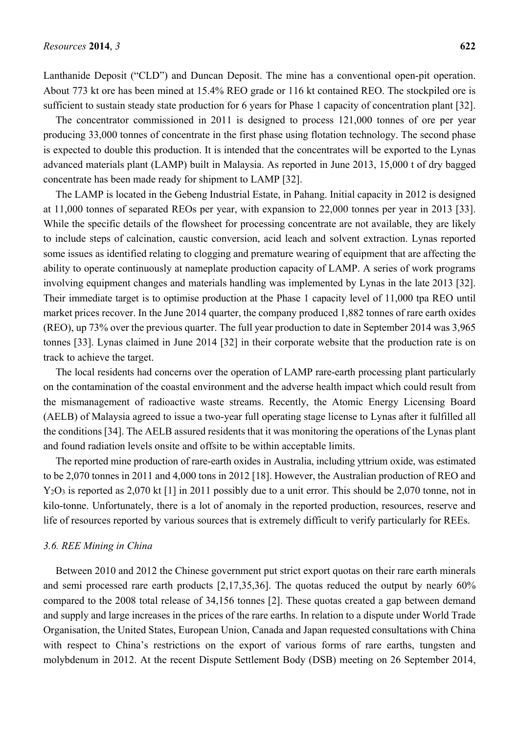Lanthanide Deposit (“CLD”) and Duncan Deposit. The mine has a conventional open-pit operation. About 773 kt ore has been mined at 15.4% REO grade or 116 kt contained REO. The stockpiled ore is sufficient to sustain steady state production for 6 years for Phase 1 capacity of concentration plant [32].

The concentrator commissioned in 2011 is designed to process 121,000 tonnes of ore per year producing 33,000 tonnes of concentrate in the first phase using flotation technology. The second phase is expected to double this production. It is intended that the concentrates will be exported to the Lynas advanced materials plant (LAMP) built in Malaysia. As reported in June 2013, 15,000 t of dry bagged concentrate has been made ready for shipment to LAMP [32].

The LAMP is located in the Gebeng Industrial Estate, in Pahang. Initial capacity in 2012 is designed at 11,000 tonnes of separated REOs per year, with expansion to 22,000 tonnes per year in 2013 [33]. While the specific details of the flowsheet for processing concentrate are not available, they are likely to include steps of calcination, caustic conversion, acid leach and solvent extraction. Lynas reported some issues as identified relating to clogging and premature wearing of equipment that are affecting the ability to operate continuously at nameplate production capacity of LAMP. A series of work programs involving equipment changes and materials handling was implemented by Lynas in the late 2013 [32]. Their immediate target is to optimise production at the Phase 1 capacity level of 11,000 tpa REO until market prices recover. In the June 2014 quarter, the company produced 1,882 tonnes of rare earth oxides (REO), up 73% over the previous quarter. The full year production to date in September 2014 was 3,965 tonnes [33]. Lynas claimed in June 2014 [32] in their corporate website that the production rate is on track to achieve the target.

The local residents had concerns over the operation of LAMP rare-earth processing plant particularly on the contamination of the coastal environment and the adverse health impact which could result from the mismanagement of radioactive waste streams. Recently, the Atomic Energy Licensing Board (AELB) of Malaysia agreed to issue a two-year full operating stage license to Lynas after it fulfilled all the conditions [34]. The AELB assured residents that it was monitoring the operations of the Lynas plant and found radiation levels onsite and offsite to be within acceptable limits.

The reported mine production of rare-earth oxides in Australia, including yttrium oxide, was estimated to be 2,070 tonnes in 2011 and 4,000 tons in 2012 [18]. However, the Australian production of REO and $Y_2O_3$ is reported as 2,070 kt [1] in 2011 possibly due to a unit error. This should be 2,070 tonne, not in kilo-tonne. Unfortunately, there is a lot of anomaly in the reported production, resources, reserve and life of resources reported by various sources that is extremely difficult to verify particularly for REEs.

### *3.6. REE Mining in China*

Between 2010 and 2012 the Chinese government put strict export quotas on their rare earth minerals and semi processed rare earth products [2,17,35,36]. The quotas reduced the output by nearly 60% compared to the 2008 total release of 34,156 tonnes [2]. These quotas created a gap between demand and supply and large increases in the prices of the rare earths. In relation to a dispute under World Trade Organisation, the United States, European Union, Canada and Japan requested consultations with China with respect to China’s restrictions on the export of various forms of rare earths, tungsten and molybdenum in 2012. At the recent Dispute Settlement Body (DSB) meeting on 26 September 2014,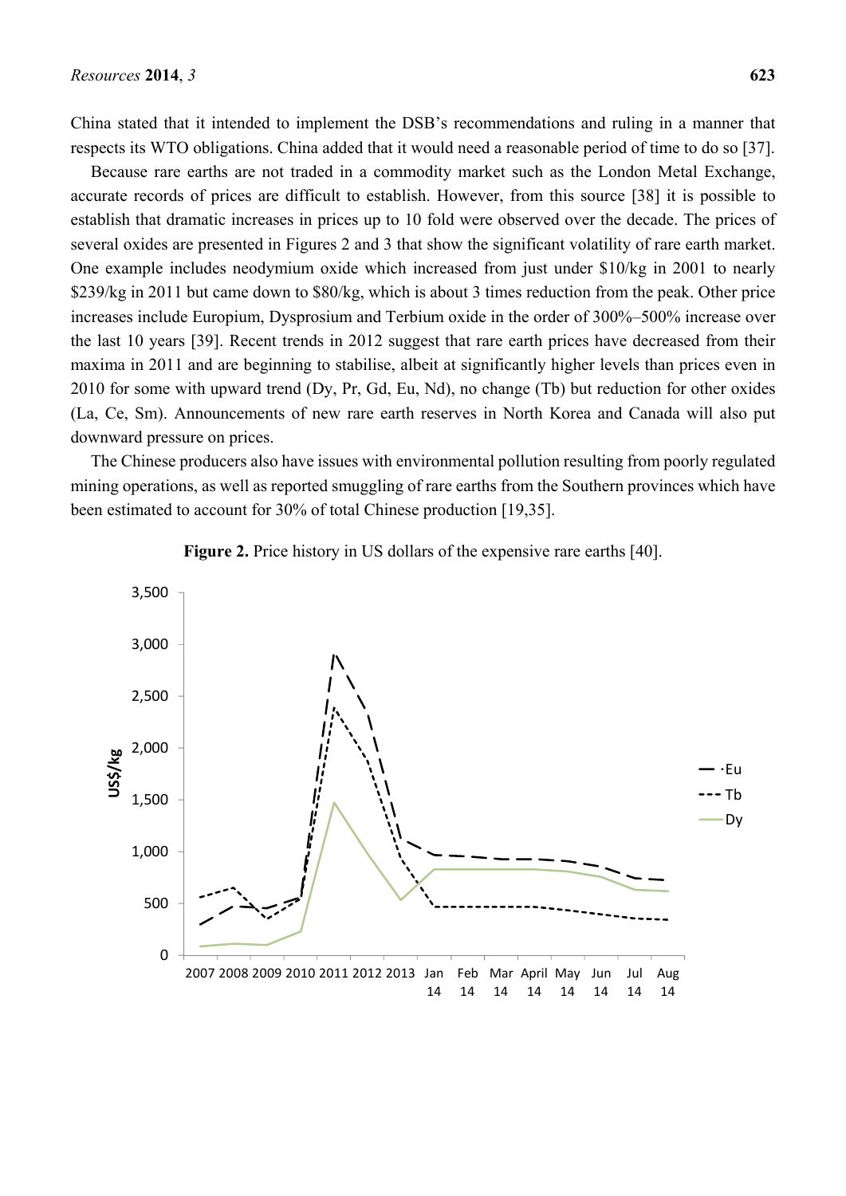China stated that it intended to implement the DSB's recommendations and ruling in a manner that respects its WTO obligations. China added that it would need a reasonable period of time to do so [37].

Because rare earths are not traded in a commodity market such as the London Metal Exchange, accurate records of prices are difficult to establish. However, from this source [38] it is possible to establish that dramatic increases in prices up to 10 fold were observed over the decade. The prices of several oxides are presented in Figures 2 and 3 that show the significant volatility of rare earth market. One example includes neodymium oxide which increased from just under \$10/kg in 2001 to nearly \$239/kg in 2011 but came down to \$80/kg, which is about 3 times reduction from the peak. Other price increases include Europium, Dysprosium and Terbium oxide in the order of 300%–500% increase over the last 10 years [39]. Recent trends in 2012 suggest that rare earth prices have decreased from their maxima in 2011 and are beginning to stabilise, albeit at significantly higher levels than prices even in 2010 for some with upward trend (Dy, Pr, Gd, Eu, Nd), no change (Tb) but reduction for other oxides (La, Ce, Sm). Announcements of new rare earth reserves in North Korea and Canada will also put downward pressure on prices.

The Chinese producers also have issues with environmental pollution resulting from poorly regulated mining operations, as well as reported smuggling of rare earths from the Southern provinces which have been estimated to account for 30% of total Chinese production [19,35].

**Figure 2.** Price history in US dollars of the expensive rare earths [40].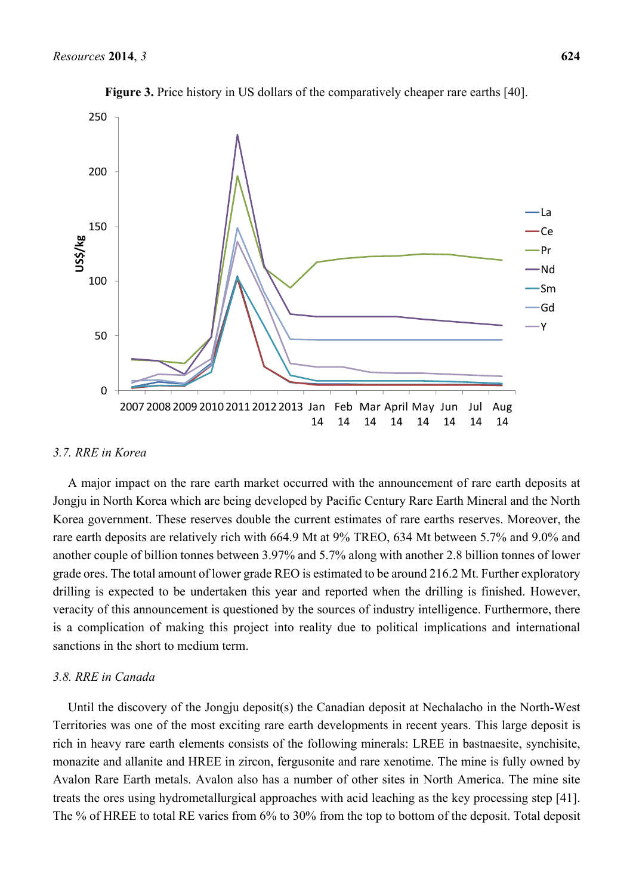**Figure 3.** Price history in US dollars of the comparatively cheaper rare earths [40].

### 3.7. RRE in Korea

A major impact on the rare earth market occurred with the announcement of rare earth deposits at Jongju in North Korea which are being developed by Pacific Century Rare Earth Mineral and the North Korea government. These reserves double the current estimates of rare earths reserves. Moreover, the rare earth deposits are relatively rich with 664.9 Mt at 9% TREO, 634 Mt between 5.7% and 9.0% and another couple of billion tonnes between 3.97% and 5.7% along with another 2.8 billion tonnes of lower grade ores. The total amount of lower grade REO is estimated to be around 216.2 Mt. Further exploratory drilling is expected to be undertaken this year and reported when the drilling is finished. However, veracity of this announcement is questioned by the sources of industry intelligence. Furthermore, there is a complication of making this project into reality due to political implications and international sanctions in the short to medium term.

### 3.8. RRE in Canada

Until the discovery of the Jongju deposit(s) the Canadian deposit at Nechalacho in the North-West Territories was one of the most exciting rare earth developments in recent years. This large deposit is rich in heavy rare earth elements consists of the following minerals: LREE in bastnaesite, synchisite, monazite and allanite and HREE in zircon, fergusonite and rare xenotime. The mine is fully owned by Avalon Rare Earth metals. Avalon also has a number of other sites in North America. The mine site treats the ores using hydrometallurgical approaches with acid leaching as the key processing step [41]. The % of HREE to total RE varies from 6% to 30% from the top to bottom of the deposit. Total deposit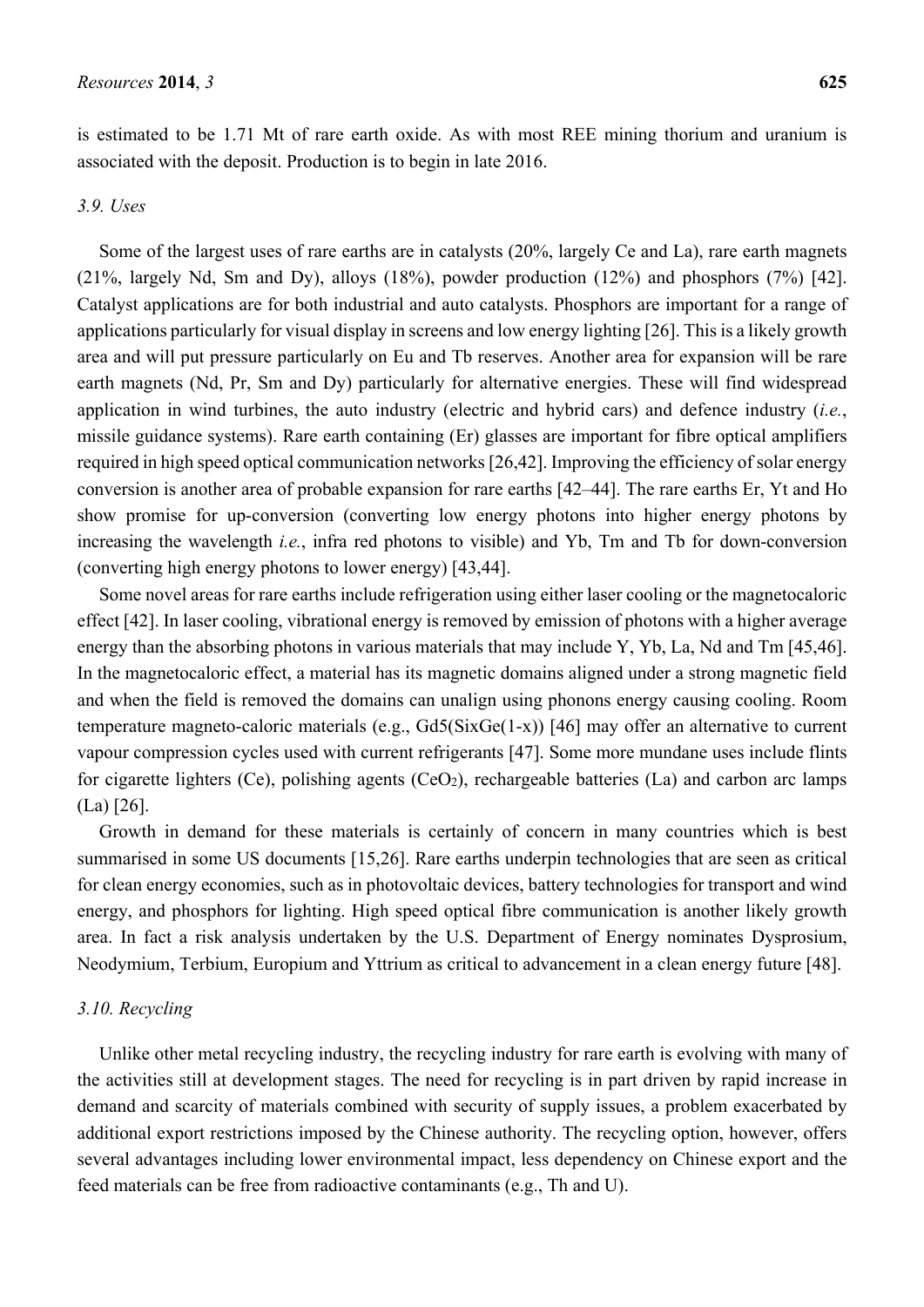is estimated to be 1.71 Mt of rare earth oxide. As with most REE mining thorium and uranium is associated with the deposit. Production is to begin in late 2016.

### *3.9. Uses*

Some of the largest uses of rare earths are in catalysts (20%, largely Ce and La), rare earth magnets (21%, largely Nd, Sm and Dy), alloys (18%), powder production (12%) and phosphors (7%) [42]. Catalyst applications are for both industrial and auto catalysts. Phosphors are important for a range of applications particularly for visual display in screens and low energy lighting [26]. This is a likely growth area and will put pressure particularly on Eu and Tb reserves. Another area for expansion will be rare earth magnets (Nd, Pr, Sm and Dy) particularly for alternative energies. These will find widespread application in wind turbines, the auto industry (electric and hybrid cars) and defence industry (*i.e.*, missile guidance systems). Rare earth containing (Er) glasses are important for fibre optical amplifiers required in high speed optical communication networks [26,42]. Improving the efficiency of solar energy conversion is another area of probable expansion for rare earths [42–44]. The rare earths Er, Yt and Ho show promise for up-conversion (converting low energy photons into higher energy photons by increasing the wavelength *i.e.*, infra red photons to visible) and Yb, Tm and Tb for down-conversion (converting high energy photons to lower energy) [43,44].

Some novel areas for rare earths include refrigeration using either laser cooling or the magnetocaloric effect [42]. In laser cooling, vibrational energy is removed by emission of photons with a higher average energy than the absorbing photons in various materials that may include Y, Yb, La, Nd and Tm [45,46]. In the magnetocaloric effect, a material has its magnetic domains aligned under a strong magnetic field and when the field is removed the domains can unalign using phonons energy causing cooling. Room temperature magneto-caloric materials (e.g., $Gd_5(Si_xGe_{(1-x)})$) [46] may offer an alternative to current vapour compression cycles used with current refrigerants [47]. Some more mundane uses include flints for cigarette lighters (Ce), polishing agents ($CeO_2$), rechargeable batteries (La) and carbon arc lamps (La) [26].

Growth in demand for these materials is certainly of concern in many countries which is best summarised in some US documents [15,26]. Rare earths underpin technologies that are seen as critical for clean energy economies, such as in photovoltaic devices, battery technologies for transport and wind energy, and phosphors for lighting. High speed optical fibre communication is another likely growth area. In fact a risk analysis undertaken by the U.S. Department of Energy nominates Dysprosium, Neodymium, Terbium, Europium and Yttrium as critical to advancement in a clean energy future [48].

### *3.10. Recycling*

Unlike other metal recycling industry, the recycling industry for rare earth is evolving with many of the activities still at development stages. The need for recycling is in part driven by rapid increase in demand and scarcity of materials combined with security of supply issues, a problem exacerbated by additional export restrictions imposed by the Chinese authority. The recycling option, however, offers several advantages including lower environmental impact, less dependency on Chinese export and the feed materials can be free from radioactive contaminants (e.g., Th and U).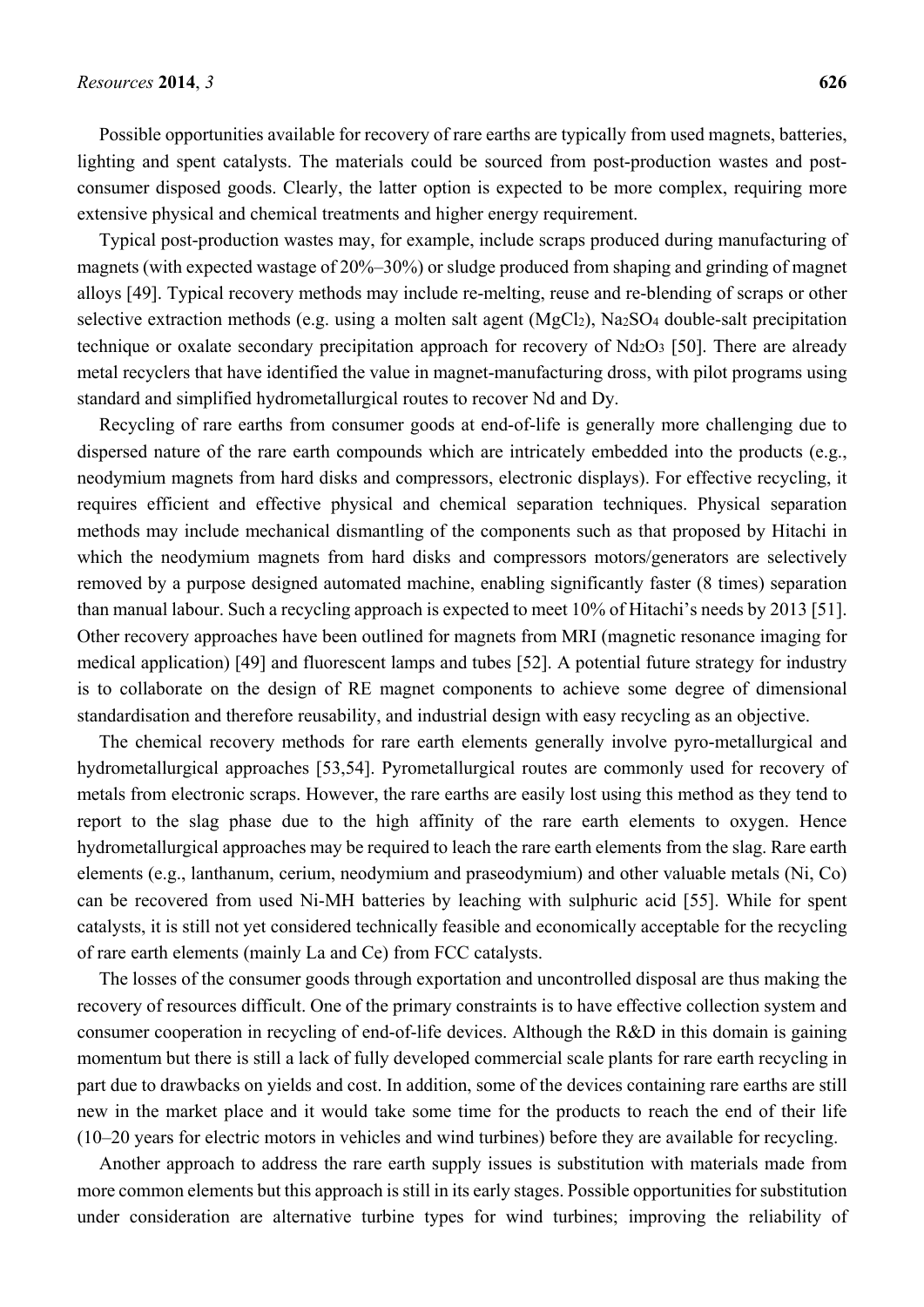Possible opportunities available for recovery of rare earths are typically from used magnets, batteries, lighting and spent catalysts. The materials could be sourced from post-production wastes and post-consumer disposed goods. Clearly, the latter option is expected to be more complex, requiring more extensive physical and chemical treatments and higher energy requirement.

Typical post-production wastes may, for example, include scraps produced during manufacturing of magnets (with expected wastage of 20%–30%) or sludge produced from shaping and grinding of magnet alloys [49]. Typical recovery methods may include re-melting, reuse and re-blending of scraps or other selective extraction methods (e.g. using a molten salt agent ($MgCl_2$), $Na_2SO_4$ double-salt precipitation technique or oxalate secondary precipitation approach for recovery of $Nd_2O_3$ [50]. There are already metal recyclers that have identified the value in magnet-manufacturing dross, with pilot programs using standard and simplified hydrometallurgical routes to recover Nd and Dy.

Recycling of rare earths from consumer goods at end-of-life is generally more challenging due to dispersed nature of the rare earth compounds which are intricately embedded into the products (e.g., neodymium magnets from hard disks and compressors, electronic displays). For effective recycling, it requires efficient and effective physical and chemical separation techniques. Physical separation methods may include mechanical dismantling of the components such as that proposed by Hitachi in which the neodymium magnets from hard disks and compressors motors/generators are selectively removed by a purpose designed automated machine, enabling significantly faster (8 times) separation than manual labour. Such a recycling approach is expected to meet 10% of Hitachi's needs by 2013 [51]. Other recovery approaches have been outlined for magnets from MRI (magnetic resonance imaging for medical application) [49] and fluorescent lamps and tubes [52]. A potential future strategy for industry is to collaborate on the design of RE magnet components to achieve some degree of dimensional standardisation and therefore reusability, and industrial design with easy recycling as an objective.

The chemical recovery methods for rare earth elements generally involve pyro-metallurgical and hydrometallurgical approaches [53,54]. Pyrometallurgical routes are commonly used for recovery of metals from electronic scraps. However, the rare earths are easily lost using this method as they tend to report to the slag phase due to the high affinity of the rare earth elements to oxygen. Hence hydrometallurgical approaches may be required to leach the rare earth elements from the slag. Rare earth elements (e.g., lanthanum, cerium, neodymium and praseodymium) and other valuable metals (Ni, Co) can be recovered from used Ni-MH batteries by leaching with sulphuric acid [55]. While for spent catalysts, it is still not yet considered technically feasible and economically acceptable for the recycling of rare earth elements (mainly La and Ce) from FCC catalysts.

The losses of the consumer goods through exportation and uncontrolled disposal are thus making the recovery of resources difficult. One of the primary constraints is to have effective collection system and consumer cooperation in recycling of end-of-life devices. Although the R&D in this domain is gaining momentum but there is still a lack of fully developed commercial scale plants for rare earth recycling in part due to drawbacks on yields and cost. In addition, some of the devices containing rare earths are still new in the market place and it would take some time for the products to reach the end of their life (10–20 years for electric motors in vehicles and wind turbines) before they are available for recycling.

Another approach to address the rare earth supply issues is substitution with materials made from more common elements but this approach is still in its early stages. Possible opportunities for substitution under consideration are alternative turbine types for wind turbines; improving the reliability of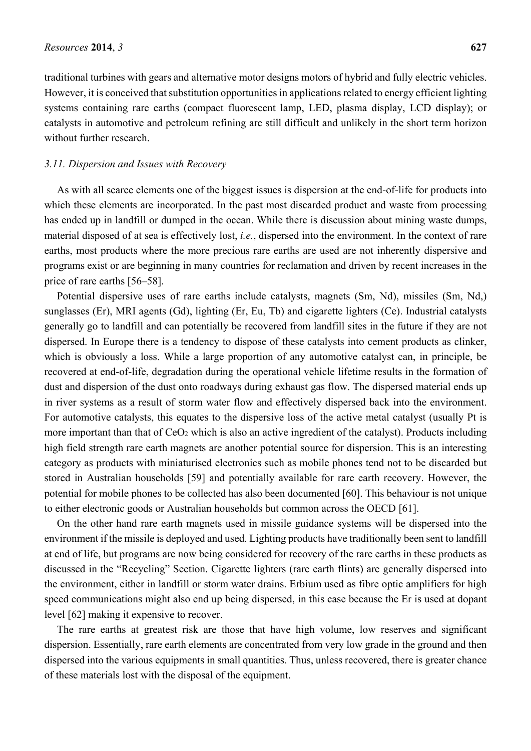traditional turbines with gears and alternative motor designs motors of hybrid and fully electric vehicles. However, it is conceived that substitution opportunities in applications related to energy efficient lighting systems containing rare earths (compact fluorescent lamp, LED, plasma display, LCD display); or catalysts in automotive and petroleum refining are still difficult and unlikely in the short term horizon without further research.

### *3.11. Dispersion and Issues with Recovery*

As with all scarce elements one of the biggest issues is dispersion at the end-of-life for products into which these elements are incorporated. In the past most discarded product and waste from processing has ended up in landfill or dumped in the ocean. While there is discussion about mining waste dumps, material disposed of at sea is effectively lost, *i.e.*, dispersed into the environment. In the context of rare earths, most products where the more precious rare earths are used are not inherently dispersive and programs exist or are beginning in many countries for reclamation and driven by recent increases in the price of rare earths [56–58].

Potential dispersive uses of rare earths include catalysts, magnets (Sm, Nd), missiles (Sm, Nd,) sunglasses (Er), MRI agents (Gd), lighting (Er, Eu, Tb) and cigarette lighters (Ce). Industrial catalysts generally go to landfill and can potentially be recovered from landfill sites in the future if they are not dispersed. In Europe there is a tendency to dispose of these catalysts into cement products as clinker, which is obviously a loss. While a large proportion of any automotive catalyst can, in principle, be recovered at end-of-life, degradation during the operational vehicle lifetime results in the formation of dust and dispersion of the dust onto roadways during exhaust gas flow. The dispersed material ends up in river systems as a result of storm water flow and effectively dispersed back into the environment. For automotive catalysts, this equates to the dispersive loss of the active metal catalyst (usually Pt is more important than that of $CeO_2$ which is also an active ingredient of the catalyst). Products including high field strength rare earth magnets are another potential source for dispersion. This is an interesting category as products with miniaturised electronics such as mobile phones tend not to be discarded but stored in Australian households [59] and potentially available for rare earth recovery. However, the potential for mobile phones to be collected has also been documented [60]. This behaviour is not unique to either electronic goods or Australian households but common across the OECD [61].

On the other hand rare earth magnets used in missile guidance systems will be dispersed into the environment if the missile is deployed and used. Lighting products have traditionally been sent to landfill at end of life, but programs are now being considered for recovery of the rare earths in these products as discussed in the "Recycling" Section. Cigarette lighters (rare earth flints) are generally dispersed into the environment, either in landfill or storm water drains. Erbium used as fibre optic amplifiers for high speed communications might also end up being dispersed, in this case because the Er is used at dopant level [62] making it expensive to recover.

The rare earths at greatest risk are those that have high volume, low reserves and significant dispersion. Essentially, rare earth elements are concentrated from very low grade in the ground and then dispersed into the various equipments in small quantities. Thus, unless recovered, there is greater chance of these materials lost with the disposal of the equipment.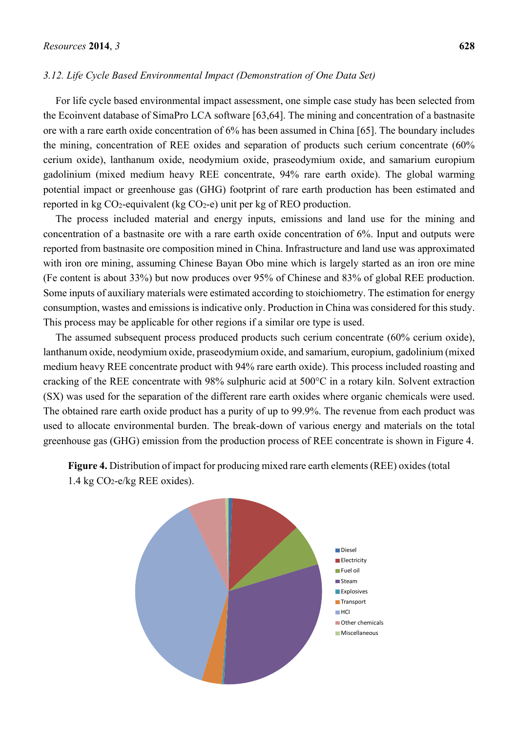### *3.12. Life Cycle Based Environmental Impact (Demonstration of One Data Set)*

For life cycle based environmental impact assessment, one simple case study has been selected from the Ecoinvent database of SimaPro LCA software [63,64]. The mining and concentration of a bastnasite ore with a rare earth oxide concentration of 6% has been assumed in China [65]. The boundary includes the mining, concentration of REE oxides and separation of products such cerium concentrate (60% cerium oxide), lanthanum oxide, neodymium oxide, praseodymium oxide, and samarium europium gadolinium (mixed medium heavy REE concentrate, 94% rare earth oxide). The global warming potential impact or greenhouse gas (GHG) footprint of rare earth production has been estimated and reported in kg $CO_2$-equivalent (kg $CO_2$-e) unit per kg of REO production.

The process included material and energy inputs, emissions and land use for the mining and concentration of a bastnasite ore with a rare earth oxide concentration of 6%. Input and outputs were reported from bastnasite ore composition mined in China. Infrastructure and land use was approximated with iron ore mining, assuming Chinese Bayan Obo mine which is largely started as an iron ore mine (Fe content is about 33%) but now produces over 95% of Chinese and 83% of global REE production. Some inputs of auxiliary materials were estimated according to stoichiometry. The estimation for energy consumption, wastes and emissions is indicative only. Production in China was considered for this study. This process may be applicable for other regions if a similar ore type is used.

The assumed subsequent process produced products such cerium concentrate (60% cerium oxide), lanthanum oxide, neodymium oxide, praseodymium oxide, and samarium, europium, gadolinium (mixed medium heavy REE concentrate product with 94% rare earth oxide). This process included roasting and cracking of the REE concentrate with 98% sulphuric acid at 500°C in a rotary kiln. Solvent extraction (SX) was used for the separation of the different rare earth oxides where organic chemicals were used. The obtained rare earth oxide product has a purity of up to 99.9%. The revenue from each product was used to allocate environmental burden. The break-down of various energy and materials on the total greenhouse gas (GHG) emission from the production process of REE concentrate is shown in Figure 4.

**Figure 4.** Distribution of impact for producing mixed rare earth elements (REE) oxides (total 1.4 kg $CO_2$-e/kg REE oxides).

Diesel
Electricity
Fuel oil
Steam
Explosives
Transport
HCl
Other chemicals
Miscellaneous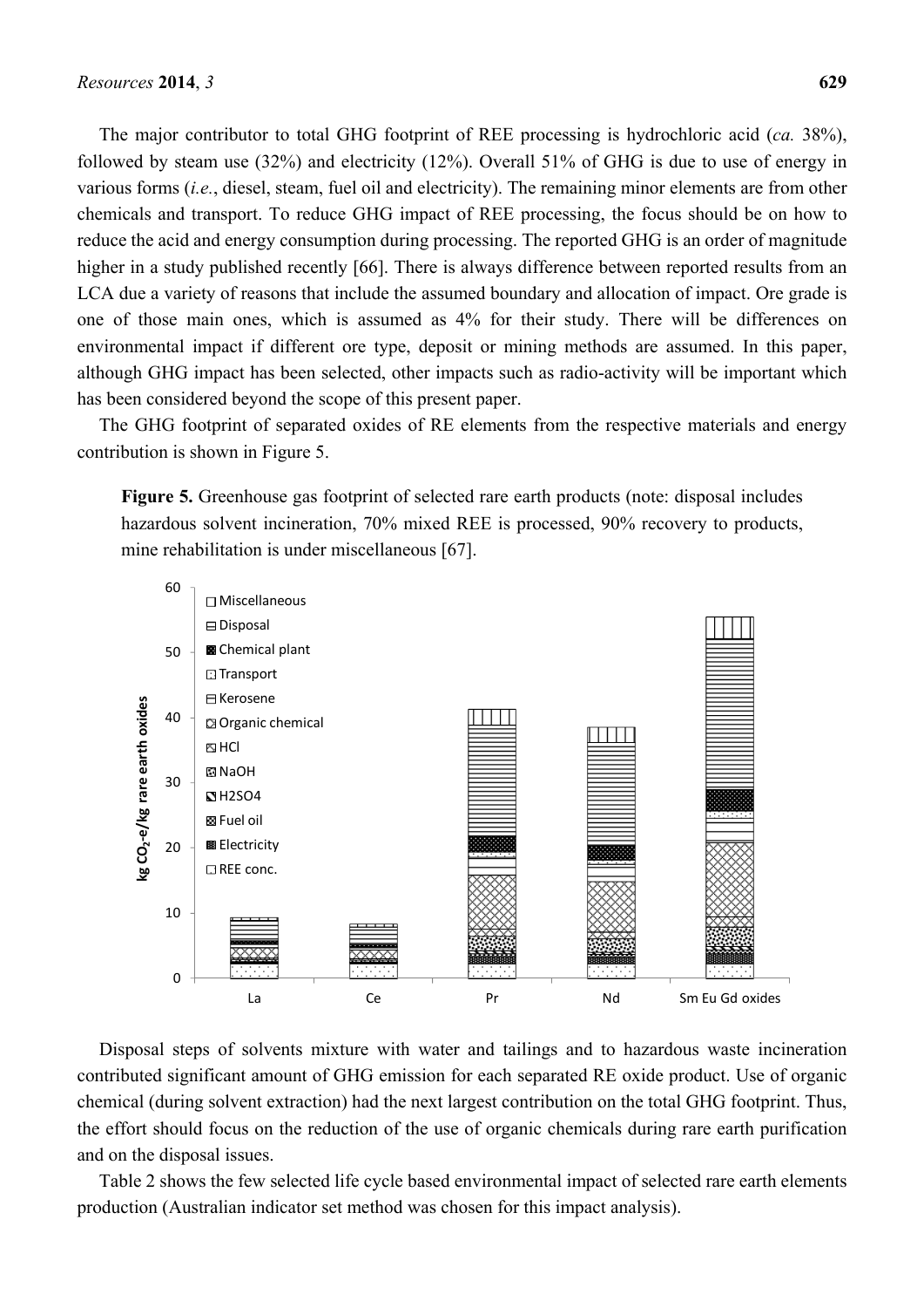The major contributor to total GHG footprint of REE processing is hydrochloric acid (*ca.* 38%), followed by steam use (32%) and electricity (12%). Overall 51% of GHG is due to use of energy in various forms (*i.e.*, diesel, steam, fuel oil and electricity). The remaining minor elements are from other chemicals and transport. To reduce GHG impact of REE processing, the focus should be on how to reduce the acid and energy consumption during processing. The reported GHG is an order of magnitude higher in a study published recently [66]. There is always difference between reported results from an LCA due a variety of reasons that include the assumed boundary and allocation of impact. Ore grade is one of those main ones, which is assumed as 4% for their study. There will be differences on environmental impact if different ore type, deposit or mining methods are assumed. In this paper, although GHG impact has been selected, other impacts such as radio-activity will be important which has been considered beyond the scope of this present paper.

The GHG footprint of separated oxides of RE elements from the respective materials and energy contribution is shown in Figure 5.

**Figure 5.** Greenhouse gas footprint of selected rare earth products (note: disposal includes hazardous solvent incineration, 70% mixed REE is processed, 90% recovery to products, mine rehabilitation is under miscellaneous [67].

Disposal steps of solvents mixture with water and tailings and to hazardous waste incineration contributed significant amount of GHG emission for each separated RE oxide product. Use of organic chemical (during solvent extraction) had the next largest contribution on the total GHG footprint. Thus, the effort should focus on the reduction of the use of organic chemicals during rare earth purification and on the disposal issues.

Table 2 shows the few selected life cycle based environmental impact of selected rare earth elements production (Australian indicator set method was chosen for this impact analysis).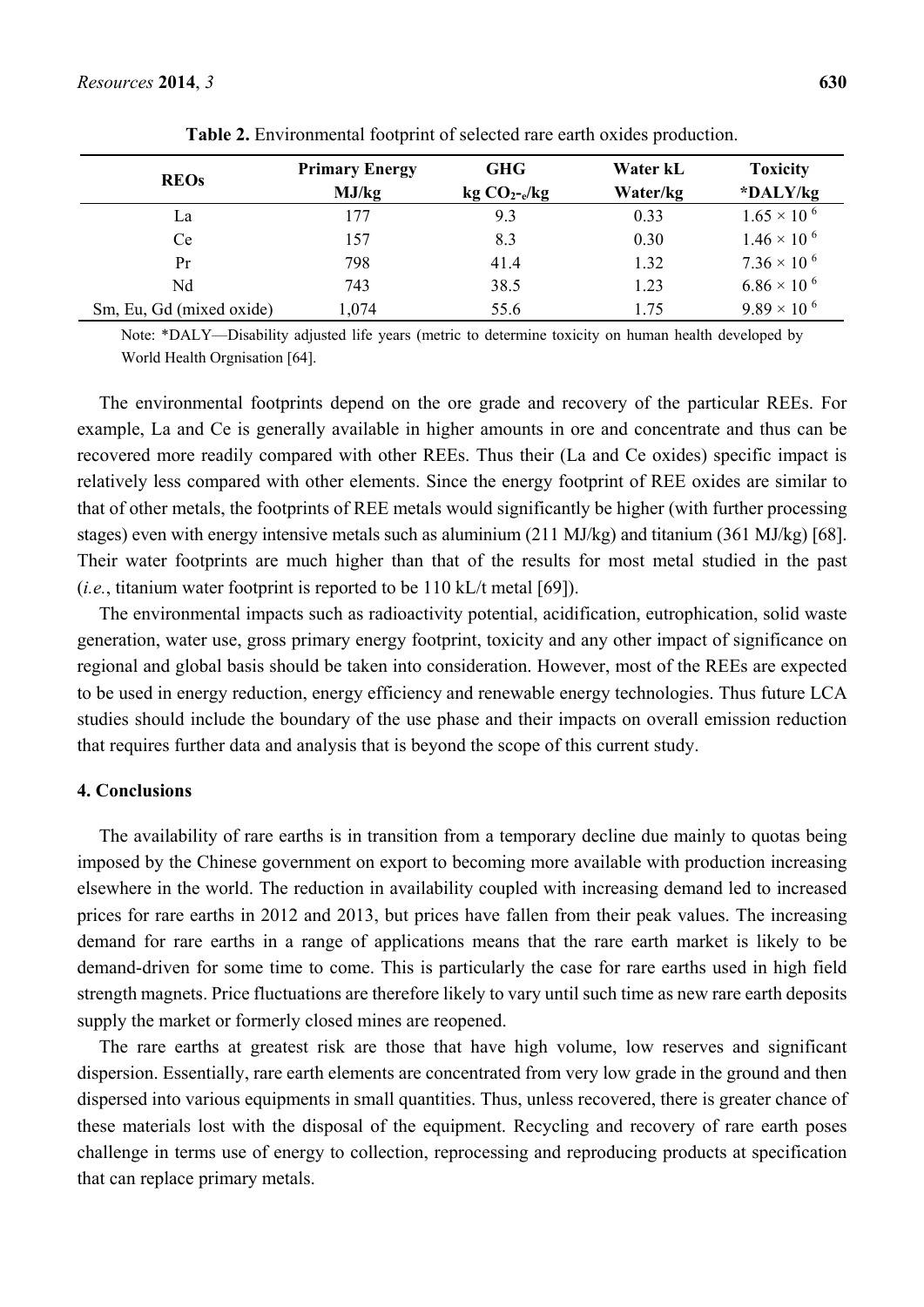**Table 2.** Environmental footprint of selected rare earth oxides production.

| REOs | Primary Energy MJ/kg | GHG kg $CO_{2-e}$/kg | Water kL Water/kg | Toxicity *DALY/kg |
|---|---|---|---|---|
| La | 177 | 9.3 | 0.33 | $1.65 \times 10^{6}$ |
| Ce | 157 | 8.3 | 0.30 | $1.46 \times 10^{6}$ |
| Pr | 798 | 41.4 | 1.32 | $7.36 \times 10^{6}$ |
| Nd | 743 | 38.5 | 1.23 | $6.86 \times 10^{6}$ |
| Sm, Eu, Gd (mixed oxide) | 1,074 | 55.6 | 1.75 | $9.89 \times 10^{6}$ |

Note: *DALY—Disability adjusted life years (metric to determine toxicity on human health developed by World Health Orgnisation [64].

The environmental footprints depend on the ore grade and recovery of the particular REEs. For example, La and Ce is generally available in higher amounts in ore and concentrate and thus can be recovered more readily compared with other REEs. Thus their (La and Ce oxides) specific impact is relatively less compared with other elements. Since the energy footprint of REE oxides are similar to that of other metals, the footprints of REE metals would significantly be higher (with further processing stages) even with energy intensive metals such as aluminium (211 MJ/kg) and titanium (361 MJ/kg) [68]. Their water footprints are much higher than that of the results for most metal studied in the past (*i.e.*, titanium water footprint is reported to be 110 kL/t metal [69]).

The environmental impacts such as radioactivity potential, acidification, eutrophication, solid waste generation, water use, gross primary energy footprint, toxicity and any other impact of significance on regional and global basis should be taken into consideration. However, most of the REEs are expected to be used in energy reduction, energy efficiency and renewable energy technologies. Thus future LCA studies should include the boundary of the use phase and their impacts on overall emission reduction that requires further data and analysis that is beyond the scope of this current study.

## 4. Conclusions

The availability of rare earths is in transition from a temporary decline due mainly to quotas being imposed by the Chinese government on export to becoming more available with production increasing elsewhere in the world. The reduction in availability coupled with increasing demand led to increased prices for rare earths in 2012 and 2013, but prices have fallen from their peak values. The increasing demand for rare earths in a range of applications means that the rare earth market is likely to be demand-driven for some time to come. This is particularly the case for rare earths used in high field strength magnets. Price fluctuations are therefore likely to vary until such time as new rare earth deposits supply the market or formerly closed mines are reopened.

The rare earths at greatest risk are those that have high volume, low reserves and significant dispersion. Essentially, rare earth elements are concentrated from very low grade in the ground and then dispersed into various equipments in small quantities. Thus, unless recovered, there is greater chance of these materials lost with the disposal of the equipment. Recycling and recovery of rare earth poses challenge in terms use of energy to collection, reprocessing and reproducing products at specification that can replace primary metals.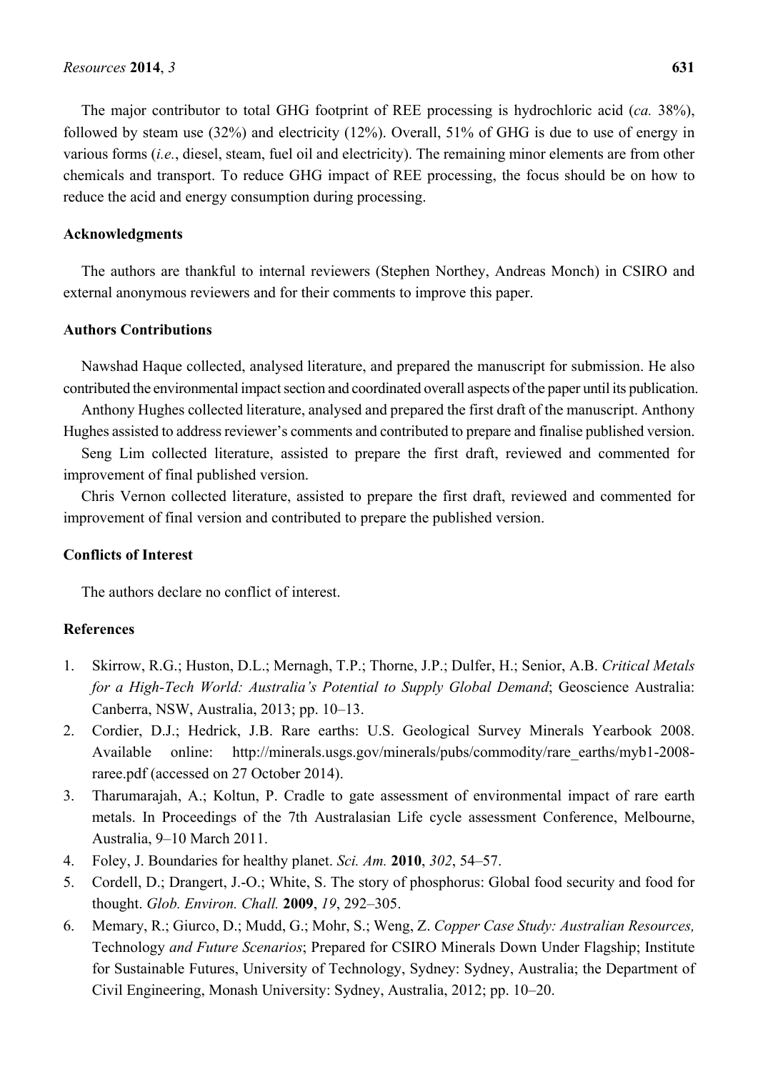The major contributor to total GHG footprint of REE processing is hydrochloric acid (*ca.* 38%), followed by steam use (32%) and electricity (12%). Overall, 51% of GHG is due to use of energy in various forms (*i.e.*, diesel, steam, fuel oil and electricity). The remaining minor elements are from other chemicals and transport. To reduce GHG impact of REE processing, the focus should be on how to reduce the acid and energy consumption during processing.

## Acknowledgments

The authors are thankful to internal reviewers (Stephen Northey, Andreas Monch) in CSIRO and external anonymous reviewers and for their comments to improve this paper.

## Authors Contributions

Nawshad Haque collected, analysed literature, and prepared the manuscript for submission. He also contributed the environmental impact section and coordinated overall aspects of the paper until its publication.

Anthony Hughes collected literature, analysed and prepared the first draft of the manuscript. Anthony Hughes assisted to address reviewer's comments and contributed to prepare and finalise published version.

Seng Lim collected literature, assisted to prepare the first draft, reviewed and commented for improvement of final published version.

Chris Vernon collected literature, assisted to prepare the first draft, reviewed and commented for improvement of final version and contributed to prepare the published version.

## Conflicts of Interest

The authors declare no conflict of interest.

## References

1. Skirrow, R.G.; Huston, D.L.; Mernagh, T.P.; Thorne, J.P.; Dulfer, H.; Senior, A.B. *Critical Metals for a High-Tech World: Australia's Potential to Supply Global Demand*; Geoscience Australia: Canberra, NSW, Australia, 2013; pp. 10–13.
2. Cordier, D.J.; Hedrick, J.B. Rare earths: U.S. Geological Survey Minerals Yearbook 2008. Available online: http://minerals.usgs.gov/minerals/pubs/commodity/rare_earths/myb1-2008-raree.pdf (accessed on 27 October 2014).
3. Tharumarajah, A.; Koltun, P. Cradle to gate assessment of environmental impact of rare earth metals. In Proceedings of the 7th Australasian Life cycle assessment Conference, Melbourne, Australia, 9–10 March 2011.
4. Foley, J. Boundaries for healthy planet. *Sci. Am.* **2010**, *302*, 54–57.
5. Cordell, D.; Drangert, J.-O.; White, S. The story of phosphorus: Global food security and food for thought. *Glob. Environ. Chall.* **2009**, *19*, 292–305.
6. Memary, R.; Giurco, D.; Mudd, G.; Mohr, S.; Weng, Z. *Copper Case Study: Australian Resources,* Technology *and Future Scenarios*; Prepared for CSIRO Minerals Down Under Flagship; Institute for Sustainable Futures, University of Technology, Sydney: Sydney, Australia; the Department of Civil Engineering, Monash University: Sydney, Australia, 2012; pp. 10–20.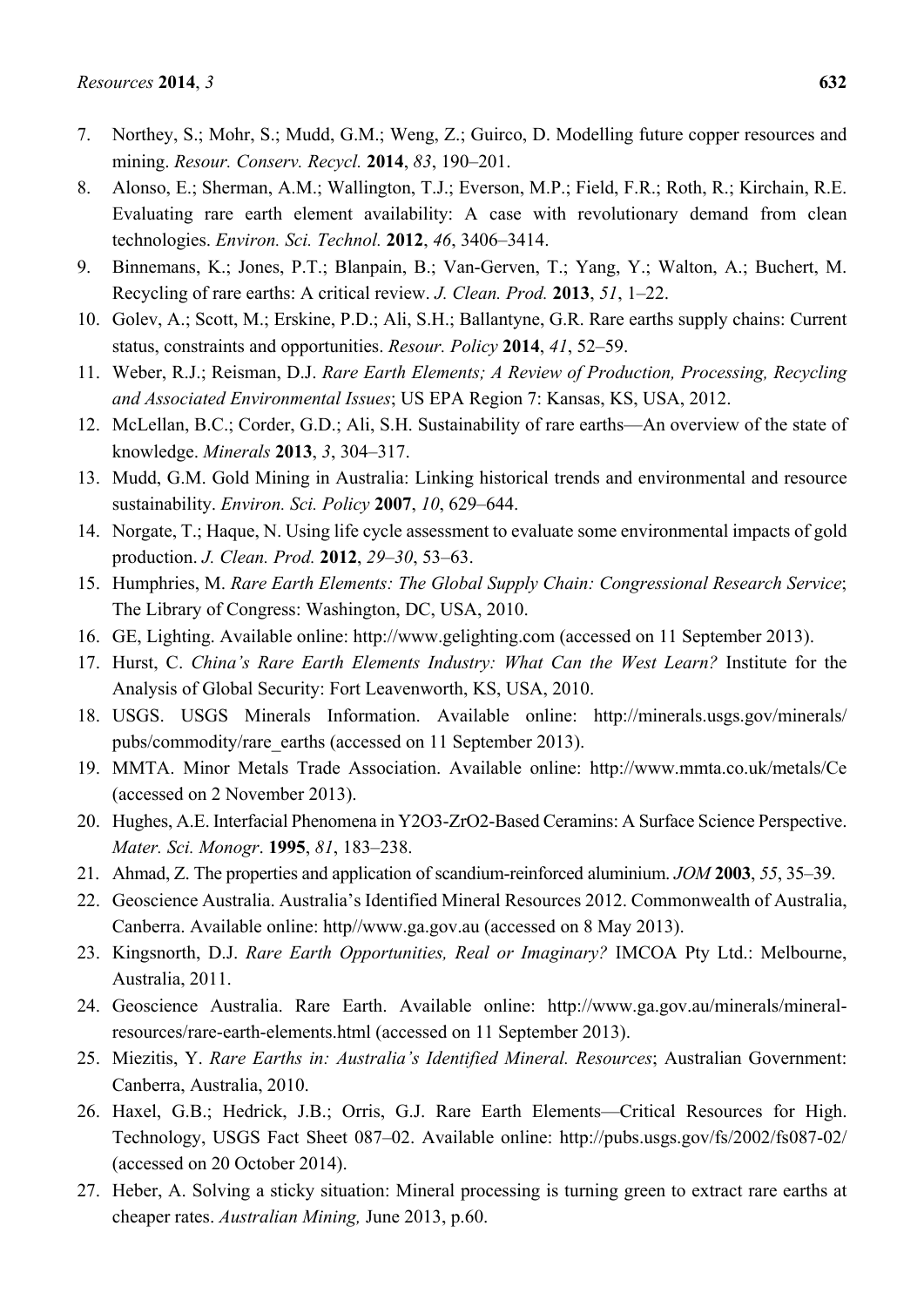7. Northey, S.; Mohr, S.; Mudd, G.M.; Weng, Z.; Guirco, D. Modelling future copper resources and mining. *Resour. Conserv. Recycl.* **2014**, *83*, 190–201.
8. Alonso, E.; Sherman, A.M.; Wallington, T.J.; Everson, M.P.; Field, F.R.; Roth, R.; Kirchain, R.E. Evaluating rare earth element availability: A case with revolutionary demand from clean technologies. *Environ. Sci. Technol.* **2012**, *46*, 3406–3414.
9. Binnemans, K.; Jones, P.T.; Blanpain, B.; Van-Gerven, T.; Yang, Y.; Walton, A.; Buchert, M. Recycling of rare earths: A critical review. *J. Clean. Prod.* **2013**, *51*, 1–22.
10. Golev, A.; Scott, M.; Erskine, P.D.; Ali, S.H.; Ballantyne, G.R. Rare earths supply chains: Current status, constraints and opportunities. *Resour. Policy* **2014**, *41*, 52–59.
11. Weber, R.J.; Reisman, D.J. *Rare Earth Elements; A Review of Production, Processing, Recycling and Associated Environmental Issues*; US EPA Region 7: Kansas, KS, USA, 2012.
12. McLellan, B.C.; Corder, G.D.; Ali, S.H. Sustainability of rare earths—An overview of the state of knowledge. *Minerals* **2013**, *3*, 304–317.
13. Mudd, G.M. Gold Mining in Australia: Linking historical trends and environmental and resource sustainability. *Environ. Sci. Policy* **2007**, *10*, 629–644.
14. Norgate, T.; Haque, N. Using life cycle assessment to evaluate some environmental impacts of gold production. *J. Clean. Prod.* **2012**, *29–30*, 53–63.
15. Humphries, M. *Rare Earth Elements: The Global Supply Chain: Congressional Research Service*; The Library of Congress: Washington, DC, USA, 2010.
16. GE, Lighting. Available online: http://www.gelighting.com (accessed on 11 September 2013).
17. Hurst, C. *China's Rare Earth Elements Industry: What Can the West Learn?* Institute for the Analysis of Global Security: Fort Leavenworth, KS, USA, 2010.
18. USGS. USGS Minerals Information. Available online: http://minerals.usgs.gov/minerals/pubs/commodity/rare_earths (accessed on 11 September 2013).
19. MMTA. Minor Metals Trade Association. Available online: http://www.mmta.co.uk/metals/Ce (accessed on 2 November 2013).
20. Hughes, A.E. Interfacial Phenomena in Y2O3-ZrO2-Based Ceramins: A Surface Science Perspective. *Mater. Sci. Monogr*. **1995**, *81*, 183–238.
21. Ahmad, Z. The properties and application of scandium-reinforced aluminium. *JOM* **2003**, *55*, 35–39.
22. Geoscience Australia. Australia's Identified Mineral Resources 2012. Commonwealth of Australia, Canberra. Available online: http//www.ga.gov.au (accessed on 8 May 2013).
23. Kingsnorth, D.J. *Rare Earth Opportunities, Real or Imaginary?* IMCOA Pty Ltd.: Melbourne, Australia, 2011.
24. Geoscience Australia. Rare Earth. Available online: http://www.ga.gov.au/minerals/mineral-resources/rare-earth-elements.html (accessed on 11 September 2013).
25. Miezitis, Y. *Rare Earths in: Australia's Identified Mineral. Resources*; Australian Government: Canberra, Australia, 2010.
26. Haxel, G.B.; Hedrick, J.B.; Orris, G.J. Rare Earth Elements—Critical Resources for High. Technology, USGS Fact Sheet 087–02. Available online: http://pubs.usgs.gov/fs/2002/fs087-02/ (accessed on 20 October 2014).
27. Heber, A. Solving a sticky situation: Mineral processing is turning green to extract rare earths at cheaper rates. *Australian Mining,* June 2013, p.60.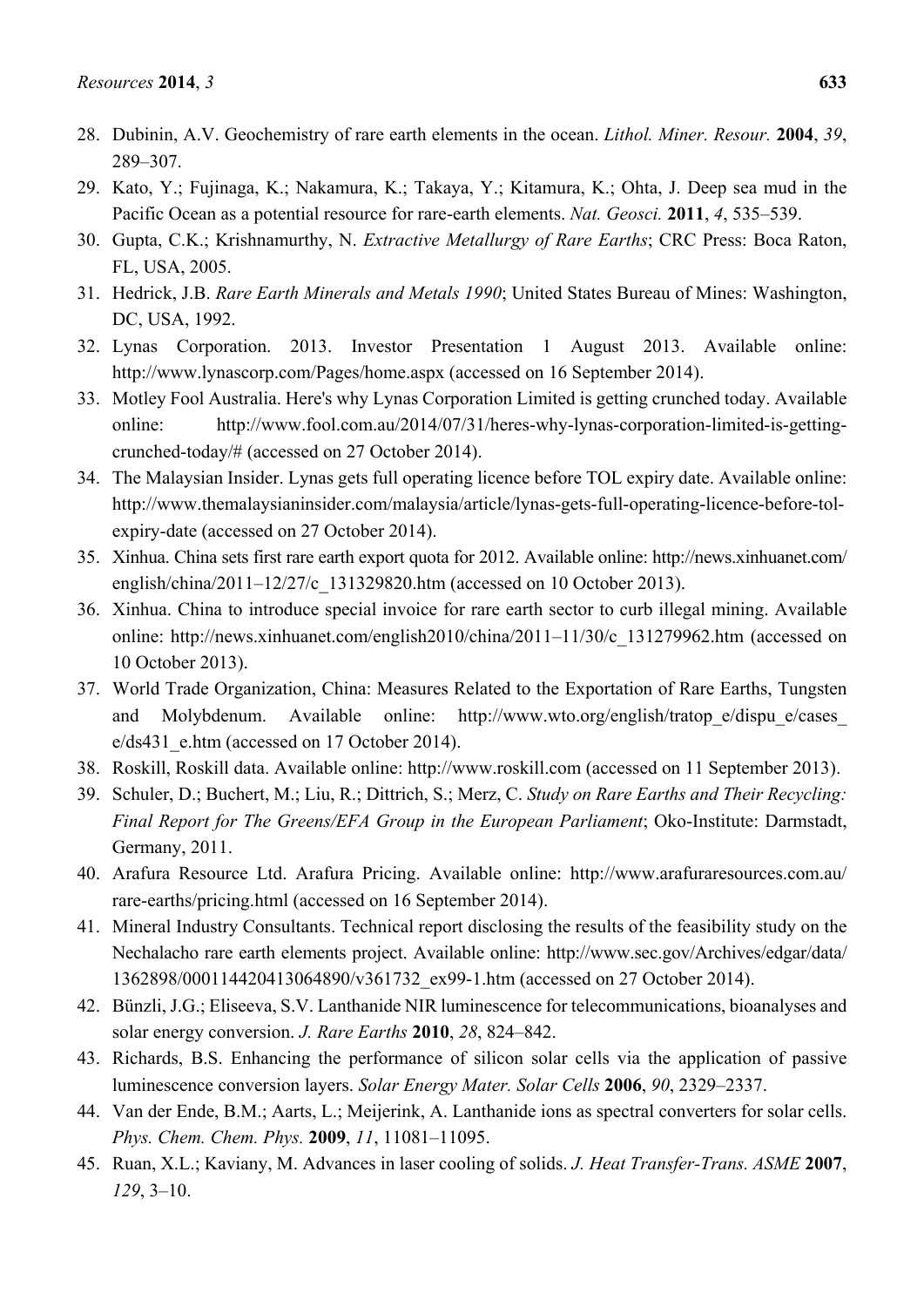28. Dubinin, A.V. Geochemistry of rare earth elements in the ocean. *Lithol. Miner. Resour.* **2004**, *39*, 289–307.
29. Kato, Y.; Fujinaga, K.; Nakamura, K.; Takaya, Y.; Kitamura, K.; Ohta, J. Deep sea mud in the Pacific Ocean as a potential resource for rare-earth elements. *Nat. Geosci.* **2011**, *4*, 535–539.
30. Gupta, C.K.; Krishnamurthy, N. *Extractive Metallurgy of Rare Earths*; CRC Press: Boca Raton, FL, USA, 2005.
31. Hedrick, J.B. *Rare Earth Minerals and Metals 1990*; United States Bureau of Mines: Washington, DC, USA, 1992.
32. Lynas Corporation. 2013. Investor Presentation 1 August 2013. Available online: http://www.lynascorp.com/Pages/home.aspx (accessed on 16 September 2014).
33. Motley Fool Australia. Here's why Lynas Corporation Limited is getting crunched today. Available online: http://www.fool.com.au/2014/07/31/heres-why-lynas-corporation-limited-is-getting-crunched-today/# (accessed on 27 October 2014).
34. The Malaysian Insider. Lynas gets full operating licence before TOL expiry date. Available online: http://www.themalaysianinsider.com/malaysia/article/lynas-gets-full-operating-licence-before-tol-expiry-date (accessed on 27 October 2014).
35. Xinhua. China sets first rare earth export quota for 2012. Available online: http://news.xinhuanet.com/english/china/2011–12/27/c_131329820.htm (accessed on 10 October 2013).
36. Xinhua. China to introduce special invoice for rare earth sector to curb illegal mining. Available online: http://news.xinhuanet.com/english2010/china/2011–11/30/c_131279962.htm (accessed on 10 October 2013).
37. World Trade Organization, China: Measures Related to the Exportation of Rare Earths, Tungsten and Molybdenum. Available online: http://www.wto.org/english/tratop_e/dispu_e/cases_e/ds431_e.htm (accessed on 17 October 2014).
38. Roskill, Roskill data. Available online: http://www.roskill.com (accessed on 11 September 2013).
39. Schuler, D.; Buchert, M.; Liu, R.; Dittrich, S.; Merz, C. *Study on Rare Earths and Their Recycling: Final Report for The Greens/EFA Group in the European Parliament*; Oko-Institute: Darmstadt, Germany, 2011.
40. Arafura Resource Ltd. Arafura Pricing. Available online: http://www.arafuraresources.com.au/rare-earths/pricing.html (accessed on 16 September 2014).
41. Mineral Industry Consultants. Technical report disclosing the results of the feasibility study on the Nechalacho rare earth elements project. Available online: http://www.sec.gov/Archives/edgar/data/1362898/000114420413064890/v361732_ex99-1.htm (accessed on 27 October 2014).
42. Bünzli, J.G.; Eliseeva, S.V. Lanthanide NIR luminescence for telecommunications, bioanalyses and solar energy conversion. *J. Rare Earths* **2010**, *28*, 824–842.
43. Richards, B.S. Enhancing the performance of silicon solar cells via the application of passive luminescence conversion layers. *Solar Energy Mater. Solar Cells* **2006**, *90*, 2329–2337.
44. Van der Ende, B.M.; Aarts, L.; Meijerink, A. Lanthanide ions as spectral converters for solar cells. *Phys. Chem. Chem. Phys.* **2009**, *11*, 11081–11095.
45. Ruan, X.L.; Kaviany, M. Advances in laser cooling of solids. *J. Heat Transfer-Trans. ASME* **2007**, *129*, 3–10.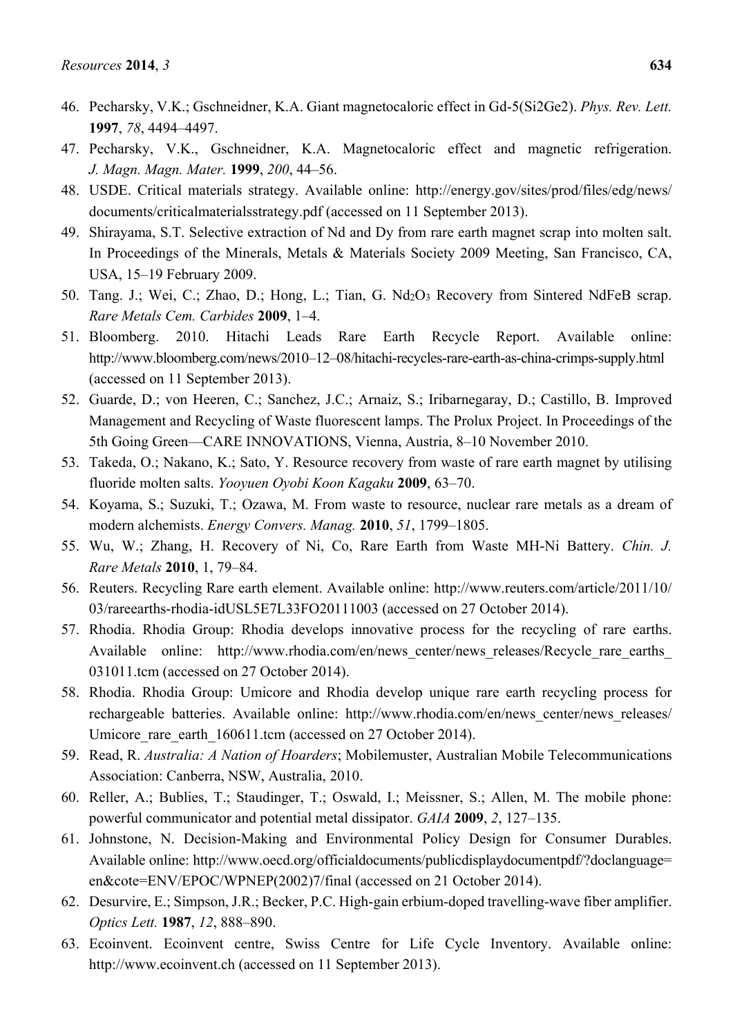46. Pecharsky, V.K.; Gschneidner, K.A. Giant magnetocaloric effect in Gd-5(Si2Ge2). *Phys. Rev. Lett.* **1997**, *78*, 4494–4497.
47. Pecharsky, V.K., Gschneidner, K.A. Magnetocaloric effect and magnetic refrigeration. *J. Magn. Magn. Mater.* **1999**, *200*, 44–56.
48. USDE. Critical materials strategy. Available online: http://energy.gov/sites/prod/files/edg/news/documents/criticalmaterialsstrategy.pdf (accessed on 11 September 2013).
49. Shirayama, S.T. Selective extraction of Nd and Dy from rare earth magnet scrap into molten salt. In Proceedings of the Minerals, Metals & Materials Society 2009 Meeting, San Francisco, CA, USA, 15–19 February 2009.
50. Tang. J.; Wei, C.; Zhao, D.; Hong, L.; Tian, G. $Nd_2O_3$ Recovery from Sintered NdFeB scrap. *Rare Metals Cem. Carbides* **2009**, 1–4.
51. Bloomberg. 2010. Hitachi Leads Rare Earth Recycle Report. Available online: http://www.bloomberg.com/news/2010–12–08/hitachi-recycles-rare-earth-as-china-crimps-supply.html (accessed on 11 September 2013).
52. Guarde, D.; von Heeren, C.; Sanchez, J.C.; Arnaiz, S.; Iribarnegaray, D.; Castillo, B. Improved Management and Recycling of Waste fluorescent lamps. The Prolux Project. In Proceedings of the 5th Going Green—CARE INNOVATIONS, Vienna, Austria, 8–10 November 2010.
53. Takeda, O.; Nakano, K.; Sato, Y. Resource recovery from waste of rare earth magnet by utilising fluoride molten salts. *Yooyuen Oyobi Koon Kagaku* **2009**, 63–70.
54. Koyama, S.; Suzuki, T.; Ozawa, M. From waste to resource, nuclear rare metals as a dream of modern alchemists. *Energy Convers. Manag.* **2010**, *51*, 1799–1805.
55. Wu, W.; Zhang, H. Recovery of Ni, Co, Rare Earth from Waste MH-Ni Battery. *Chin. J. Rare Metals* **2010**, 1, 79–84.
56. Reuters. Recycling Rare earth element. Available online: http://www.reuters.com/article/2011/10/03/rareearths-rhodia-idUSL5E7L33FO20111003 (accessed on 27 October 2014).
57. Rhodia. Rhodia Group: Rhodia develops innovative process for the recycling of rare earths. Available online: http://www.rhodia.com/en/news_center/news_releases/Recycle_rare_earths_031011.tcm (accessed on 27 October 2014).
58. Rhodia. Rhodia Group: Umicore and Rhodia develop unique rare earth recycling process for rechargeable batteries. Available online: http://www.rhodia.com/en/news_center/news_releases/Umicore_rare_earth_160611.tcm (accessed on 27 October 2014).
59. Read, R. *Australia: A Nation of Hoarders*; Mobilemuster, Australian Mobile Telecommunications Association: Canberra, NSW, Australia, 2010.
60. Reller, A.; Bublies, T.; Staudinger, T.; Oswald, I.; Meissner, S.; Allen, M. The mobile phone: powerful communicator and potential metal dissipator. *GAIA* **2009**, *2*, 127–135.
61. Johnstone, N. Decision-Making and Environmental Policy Design for Consumer Durables. Available online: http://www.oecd.org/officialdocuments/publicdisplaydocumentpdf/?doclanguage=en&cote=ENV/EPOC/WPNEP(2002)7/final (accessed on 21 October 2014).
62. Desurvire, E.; Simpson, J.R.; Becker, P.C. High-gain erbium-doped travelling-wave fiber amplifier. *Optics Lett.* **1987**, *12*, 888–890.
63. Ecoinvent. Ecoinvent centre, Swiss Centre for Life Cycle Inventory. Available online: http://www.ecoinvent.ch (accessed on 11 September 2013).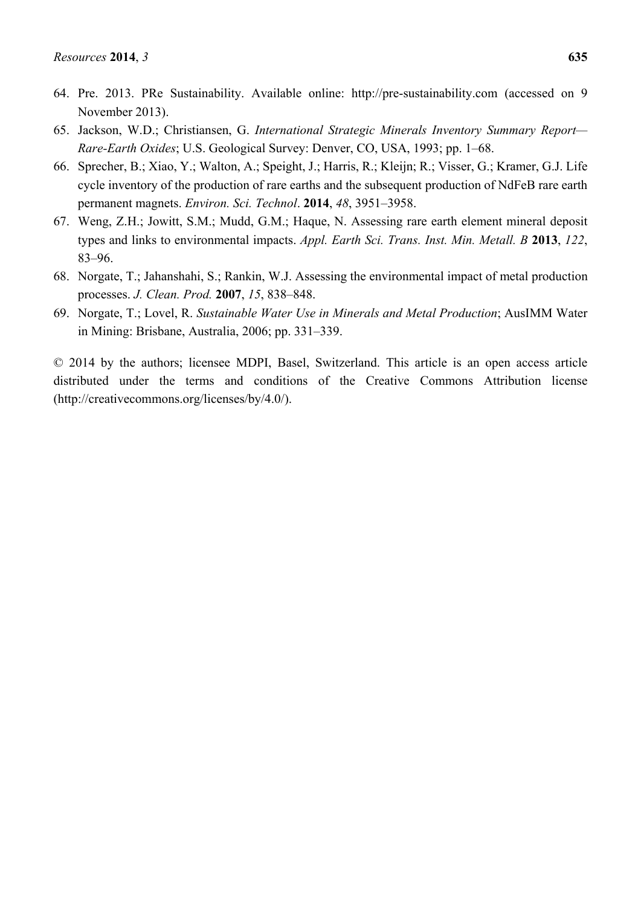64. Pre. 2013. PRe Sustainability. Available online: http://pre-sustainability.com (accessed on 9 November 2013).
65. Jackson, W.D.; Christiansen, G. *International Strategic Minerals Inventory Summary Report—Rare-Earth Oxides*; U.S. Geological Survey: Denver, CO, USA, 1993; pp. 1–68.
66. Sprecher, B.; Xiao, Y.; Walton, A.; Speight, J.; Harris, R.; Kleijn; R.; Visser, G.; Kramer, G.J. Life cycle inventory of the production of rare earths and the subsequent production of NdFeB rare earth permanent magnets. *Environ. Sci. Technol*. **2014**, *48*, 3951–3958.
67. Weng, Z.H.; Jowitt, S.M.; Mudd, G.M.; Haque, N. Assessing rare earth element mineral deposit types and links to environmental impacts. *Appl. Earth Sci. Trans. Inst. Min. Metall. B* **2013**, *122*, 83–96.
68. Norgate, T.; Jahanshahi, S.; Rankin, W.J. Assessing the environmental impact of metal production processes. *J. Clean. Prod.* **2007**, *15*, 838–848.
69. Norgate, T.; Lovel, R. *Sustainable Water Use in Minerals and Metal Production*; AusIMM Water in Mining: Brisbane, Australia, 2006; pp. 331–339.

© 2014 by the authors; licensee MDPI, Basel, Switzerland. This article is an open access article distributed under the terms and conditions of the Creative Commons Attribution license (http://creativecommons.org/licenses/by/4.0/).